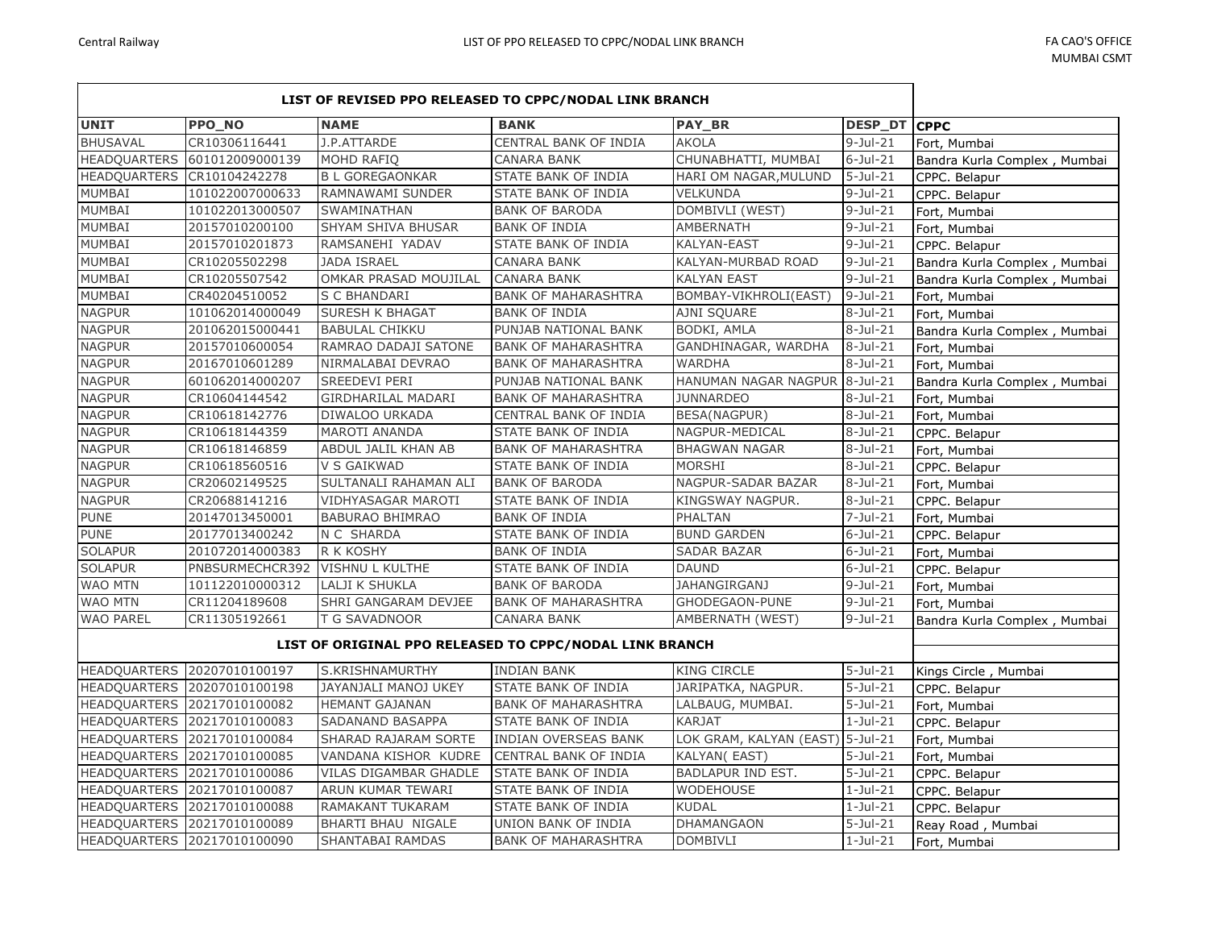## LIST OF REVISED PPO RELEASED TO CPPC/NODAL LINK BRANCH

| UNIT | PPO_NO | NAME | BANK | PAY_BR | DESP_DT | CPPC |
|---|---|---|---|---|---|---|
| BHUSAVAL | CR10306116441 | J.P.ATTARDE | CENTRAL BANK OF INDIA | AKOLA | 9-Jul-21 | Fort, Mumbai |
| HEADQUARTERS | 601012009000139 | MOHD RAFIQ | CANARA BANK | CHUNABHATTI, MUMBAI | 6-Jul-21 | Bandra Kurla Complex , Mumbai |
| HEADQUARTERS | CR10104242278 | B L GOREGAONKAR | STATE BANK OF INDIA | HARI OM NAGAR,MULUND | 5-Jul-21 | CPPC. Belapur |
| MUMBAI | 101022007000633 | RAMNAWAMI SUNDER | STATE BANK OF INDIA | VELKUNDA | 9-Jul-21 | CPPC. Belapur |
| MUMBAI | 101022013000507 | SWAMINATHAN | BANK OF BARODA | DOMBIVLI (WEST) | 9-Jul-21 | Fort, Mumbai |
| MUMBAI | 20157010200100 | SHYAM SHIVA BHUSAR | BANK OF INDIA | AMBERNATH | 9-Jul-21 | Fort, Mumbai |
| MUMBAI | 20157010201873 | RAMSANEHI YADAV | STATE BANK OF INDIA | KALYAN-EAST | 9-Jul-21 | CPPC. Belapur |
| MUMBAI | CR10205502298 | JADA ISRAEL | CANARA BANK | KALYAN-MURBAD ROAD | 9-Jul-21 | Bandra Kurla Complex , Mumbai |
| MUMBAI | CR10205507542 | OMKAR PRASAD MOUJILAL | CANARA BANK | KALYAN EAST | 9-Jul-21 | Bandra Kurla Complex , Mumbai |
| MUMBAI | CR40204510052 | S C BHANDARI | BANK OF MAHARASHTRA | BOMBAY-VIKHROLI(EAST) | 9-Jul-21 | Fort, Mumbai |
| NAGPUR | 101062014000049 | SURESH K BHAGAT | BANK OF INDIA | AJNI SQUARE | 8-Jul-21 | Fort, Mumbai |
| NAGPUR | 201062015000441 | BABULAL CHIKKU | PUNJAB NATIONAL BANK | BODKI, AMLA | 8-Jul-21 | Bandra Kurla Complex , Mumbai |
| NAGPUR | 20157010600054 | RAMRAO DADAJI SATONE | BANK OF MAHARASHTRA | GANDHINAGAR, WARDHA | 8-Jul-21 | Fort, Mumbai |
| NAGPUR | 20167010601289 | NIRMALABAI DEVRAO | BANK OF MAHARASHTRA | WARDHA | 8-Jul-21 | Fort, Mumbai |
| NAGPUR | 601062014000207 | SREEDEVI PERI | PUNJAB NATIONAL BANK | HANUMAN NAGAR NAGPUR | 8-Jul-21 | Bandra Kurla Complex , Mumbai |
| NAGPUR | CR10604144542 | GIRDHARILAL MADARI | BANK OF MAHARASHTRA | JUNNARDEO | 8-Jul-21 | Fort, Mumbai |
| NAGPUR | CR10618142776 | DIWALOO URKADA | CENTRAL BANK OF INDIA | BESA(NAGPUR) | 8-Jul-21 | Fort, Mumbai |
| NAGPUR | CR10618144359 | MAROTI ANANDA | STATE BANK OF INDIA | NAGPUR-MEDICAL | 8-Jul-21 | CPPC. Belapur |
| NAGPUR | CR10618146859 | ABDUL JALIL KHAN AB | BANK OF MAHARASHTRA | BHAGWAN NAGAR | 8-Jul-21 | Fort, Mumbai |
| NAGPUR | CR10618560516 | V S GAIKWAD | STATE BANK OF INDIA | MORSHI | 8-Jul-21 | CPPC. Belapur |
| NAGPUR | CR20602149525 | SULTANALI RAHAMAN ALI | BANK OF BARODA | NAGPUR-SADAR BAZAR | 8-Jul-21 | Fort, Mumbai |
| NAGPUR | CR20688141216 | VIDHYASAGAR MAROTI | STATE BANK OF INDIA | KINGSWAY NAGPUR. | 8-Jul-21 | CPPC. Belapur |
| PUNE | 20147013450001 | BABURAO BHIMRAO | BANK OF INDIA | PHALTAN | 7-Jul-21 | Fort, Mumbai |
| PUNE | 20177013400242 | N C SHARDA | STATE BANK OF INDIA | BUND GARDEN | 6-Jul-21 | CPPC. Belapur |
| SOLAPUR | 201072014000383 | R K KOSHY | BANK OF INDIA | SADAR BAZAR | 6-Jul-21 | Fort, Mumbai |
| SOLAPUR | PNBSURMECHCR392 | VISHNU L KULTHE | STATE BANK OF INDIA | DAUND | 6-Jul-21 | CPPC. Belapur |
| WAO MTN | 101122010000312 | LALJI K SHUKLA | BANK OF BARODA | JAHANGIRGANJ | 9-Jul-21 | Fort, Mumbai |
| WAO MTN | CR11204189608 | SHRI GANGARAM DEVJEE | BANK OF MAHARASHTRA | GHODEGAON-PUNE | 9-Jul-21 | Fort, Mumbai |
| WAO PAREL | CR11305192661 | T G SAVADNOOR | CANARA BANK | AMBERNATH (WEST) | 9-Jul-21 | Bandra Kurla Complex , Mumbai |

## LIST OF ORIGINAL PPO RELEASED TO CPPC/NODAL LINK BRANCH

| UNIT | PPO_NO | NAME | BANK | PAY_BR | DESP_DT | CPPC |
|---|---|---|---|---|---|---|
| HEADQUARTERS | 20207010100197 | S.KRISHNAMURTHY | INDIAN BANK | KING CIRCLE | 5-Jul-21 | Kings Circle , Mumbai |
| HEADQUARTERS | 20207010100198 | JAYANJALI MANOJ UKEY | STATE BANK OF INDIA | JARIPATKA, NAGPUR. | 5-Jul-21 | CPPC. Belapur |
| HEADQUARTERS | 20217010100082 | HEMANT GAJANAN | BANK OF MAHARASHTRA | LALBAUG, MUMBAI. | 5-Jul-21 | Fort, Mumbai |
| HEADQUARTERS | 20217010100083 | SADANAND BASAPPA | STATE BANK OF INDIA | KARJAT | 1-Jul-21 | CPPC. Belapur |
| HEADQUARTERS | 20217010100084 | SHARAD RAJARAM SORTE | INDIAN OVERSEAS BANK | LOK GRAM, KALYAN (EAST) | 5-Jul-21 | Fort, Mumbai |
| HEADQUARTERS | 20217010100085 | VANDANA KISHOR KUDRE | CENTRAL BANK OF INDIA | KALYAN( EAST) | 5-Jul-21 | Fort, Mumbai |
| HEADQUARTERS | 20217010100086 | VILAS DIGAMBAR GHADLE | STATE BANK OF INDIA | BADLAPUR IND EST. | 5-Jul-21 | CPPC. Belapur |
| HEADQUARTERS | 20217010100087 | ARUN KUMAR TEWARI | STATE BANK OF INDIA | WODEHOUSE | 1-Jul-21 | CPPC. Belapur |
| HEADQUARTERS | 20217010100088 | RAMAKANT TUKARAM | STATE BANK OF INDIA | KUDAL | 1-Jul-21 | CPPC. Belapur |
| HEADQUARTERS | 20217010100089 | BHARTI BHAU NIGALE | UNION BANK OF INDIA | DHAMANGAON | 5-Jul-21 | Reay Road , Mumbai |
| HEADQUARTERS | 20217010100090 | SHANTABAI RAMDAS | BANK OF MAHARASHTRA | DOMBIVLI | 1-Jul-21 | Fort, Mumbai |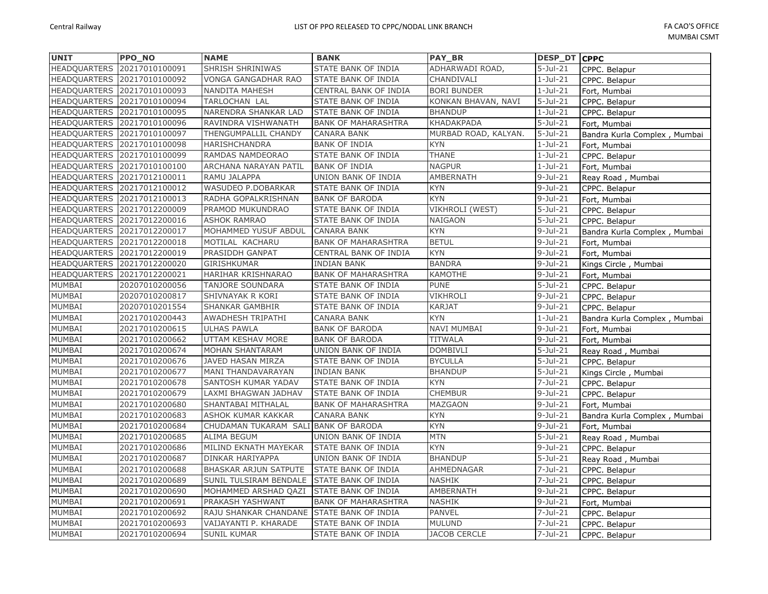| UNIT | PPO_NO | NAME | BANK | PAY_BR | DESP_DT | CPPC |
|---|---|---|---|---|---|---|
| HEADQUARTERS | 20217010100091 | SHRISH SHRINIWAS | STATE BANK OF INDIA | ADHARWADI ROAD, | 5-Jul-21 | CPPC. Belapur |
| HEADQUARTERS | 20217010100092 | VONGA GANGADHAR RAO | STATE BANK OF INDIA | CHANDIVALI | 1-Jul-21 | CPPC. Belapur |
| HEADQUARTERS | 20217010100093 | NANDITA MAHESH | CENTRAL BANK OF INDIA | BORI BUNDER | 1-Jul-21 | Fort, Mumbai |
| HEADQUARTERS | 20217010100094 | TARLOCHAN LAL | STATE BANK OF INDIA | KONKAN BHAVAN, NAVI | 5-Jul-21 | CPPC. Belapur |
| HEADQUARTERS | 20217010100095 | NARENDRA SHANKAR LAD | STATE BANK OF INDIA | BHANDUP | 1-Jul-21 | CPPC. Belapur |
| HEADQUARTERS | 20217010100096 | RAVINDRA VISHWANATH | BANK OF MAHARASHTRA | KHADAKPADA | 5-Jul-21 | Fort, Mumbai |
| HEADQUARTERS | 20217010100097 | THENGUMPALLIL CHANDY | CANARA BANK | MURBAD ROAD, KALYAN. | 5-Jul-21 | Bandra Kurla Complex , Mumbai |
| HEADQUARTERS | 20217010100098 | HARISHCHANDRA | BANK OF INDIA | KYN | 1-Jul-21 | Fort, Mumbai |
| HEADQUARTERS | 20217010100099 | RAMDAS NAMDEORAO | STATE BANK OF INDIA | THANE | 1-Jul-21 | CPPC. Belapur |
| HEADQUARTERS | 20217010100100 | ARCHANA NARAYAN PATIL | BANK OF INDIA | NAGPUR | 1-Jul-21 | Fort, Mumbai |
| HEADQUARTERS | 20217012100011 | RAMU JALAPPA | UNION BANK OF INDIA | AMBERNATH | 9-Jul-21 | Reay Road , Mumbai |
| HEADQUARTERS | 20217012100012 | WASUDEO P.DOBARKAR | STATE BANK OF INDIA | KYN | 9-Jul-21 | CPPC. Belapur |
| HEADQUARTERS | 20217012100013 | RADHA GOPALKRISHNAN | BANK OF BARODA | KYN | 9-Jul-21 | Fort, Mumbai |
| HEADQUARTERS | 20217012200009 | PRAMOD MUKUNDRAO | STATE BANK OF INDIA | VIKHROLI (WEST) | 5-Jul-21 | CPPC. Belapur |
| HEADQUARTERS | 20217012200016 | ASHOK RAMRAO | STATE BANK OF INDIA | NAIGAON | 5-Jul-21 | CPPC. Belapur |
| HEADQUARTERS | 20217012200017 | MOHAMMED YUSUF ABDUL | CANARA BANK | KYN | 9-Jul-21 | Bandra Kurla Complex , Mumbai |
| HEADQUARTERS | 20217012200018 | MOTILAL KACHARU | BANK OF MAHARASHTRA | BETUL | 9-Jul-21 | Fort, Mumbai |
| HEADQUARTERS | 20217012200019 | PRASIDDH GANPAT | CENTRAL BANK OF INDIA | KYN | 9-Jul-21 | Fort, Mumbai |
| HEADQUARTERS | 20217012200020 | GIRISHKUMAR | INDIAN BANK | BANDRA | 9-Jul-21 | Kings Circle , Mumbai |
| HEADQUARTERS | 20217012200021 | HARIHAR KRISHNARAO | BANK OF MAHARASHTRA | KAMOTHE | 9-Jul-21 | Fort, Mumbai |
| MUMBAI | 20207010200056 | TANJORE SOUNDARA | STATE BANK OF INDIA | PUNE | 5-Jul-21 | CPPC. Belapur |
| MUMBAI | 20207010200817 | SHIVNAYAK R KORI | STATE BANK OF INDIA | VIKHROLI | 9-Jul-21 | CPPC. Belapur |
| MUMBAI | 20207010201554 | SHANKAR GAMBHIR | STATE BANK OF INDIA | KARJAT | 9-Jul-21 | CPPC. Belapur |
| MUMBAI | 20217010200443 | AWADHESH TRIPATHI | CANARA BANK | KYN | 1-Jul-21 | Bandra Kurla Complex , Mumbai |
| MUMBAI | 20217010200615 | ULHAS PAWLA | BANK OF BARODA | NAVI MUMBAI | 9-Jul-21 | Fort, Mumbai |
| MUMBAI | 20217010200662 | UTTAM KESHAV MORE | BANK OF BARODA | TITWALA | 9-Jul-21 | Fort, Mumbai |
| MUMBAI | 20217010200674 | MOHAN SHANTARAM | UNION BANK OF INDIA | DOMBIVLI | 5-Jul-21 | Reay Road , Mumbai |
| MUMBAI | 20217010200676 | JAVED HASAN MIRZA | STATE BANK OF INDIA | BYCULLA | 5-Jul-21 | CPPC. Belapur |
| MUMBAI | 20217010200677 | MANI THANDAVARAYAN | INDIAN BANK | BHANDUP | 5-Jul-21 | Kings Circle , Mumbai |
| MUMBAI | 20217010200678 | SANTOSH KUMAR YADAV | STATE BANK OF INDIA | KYN | 7-Jul-21 | CPPC. Belapur |
| MUMBAI | 20217010200679 | LAXMI BHAGWAN JADHAV | STATE BANK OF INDIA | CHEMBUR | 9-Jul-21 | CPPC. Belapur |
| MUMBAI | 20217010200680 | SHANTABAI MITHALAL | BANK OF MAHARASHTRA | MAZGAON | 9-Jul-21 | Fort, Mumbai |
| MUMBAI | 20217010200683 | ASHOK KUMAR KAKKAR | CANARA BANK | KYN | 9-Jul-21 | Bandra Kurla Complex , Mumbai |
| MUMBAI | 20217010200684 | CHUDAMAN TUKARAM SALI | BANK OF BARODA | KYN | 9-Jul-21 | Fort, Mumbai |
| MUMBAI | 20217010200685 | ALIMA BEGUM | UNION BANK OF INDIA | MTN | 5-Jul-21 | Reay Road , Mumbai |
| MUMBAI | 20217010200686 | MILIND EKNATH MAYEKAR | STATE BANK OF INDIA | KYN | 9-Jul-21 | CPPC. Belapur |
| MUMBAI | 20217010200687 | DINKAR HARIYAPPA | UNION BANK OF INDIA | BHANDUP | 5-Jul-21 | Reay Road , Mumbai |
| MUMBAI | 20217010200688 | BHASKAR ARJUN SATPUTE | STATE BANK OF INDIA | AHMEDNAGAR | 7-Jul-21 | CPPC. Belapur |
| MUMBAI | 20217010200689 | SUNIL TULSIRAM BENDALE | STATE BANK OF INDIA | NASHIK | 7-Jul-21 | CPPC. Belapur |
| MUMBAI | 20217010200690 | MOHAMMED ARSHAD QAZI | STATE BANK OF INDIA | AMBERNATH | 9-Jul-21 | CPPC. Belapur |
| MUMBAI | 20217010200691 | PRAKASH YASHWANT | BANK OF MAHARASHTRA | NASHIK | 9-Jul-21 | Fort, Mumbai |
| MUMBAI | 20217010200692 | RAJU SHANKAR CHANDANE | STATE BANK OF INDIA | PANVEL | 7-Jul-21 | CPPC. Belapur |
| MUMBAI | 20217010200693 | VAIJAYANTI P. KHARADE | STATE BANK OF INDIA | MULUND | 7-Jul-21 | CPPC. Belapur |
| MUMBAI | 20217010200694 | SUNIL KUMAR | STATE BANK OF INDIA | JACOB CERCLE | 7-Jul-21 | CPPC. Belapur |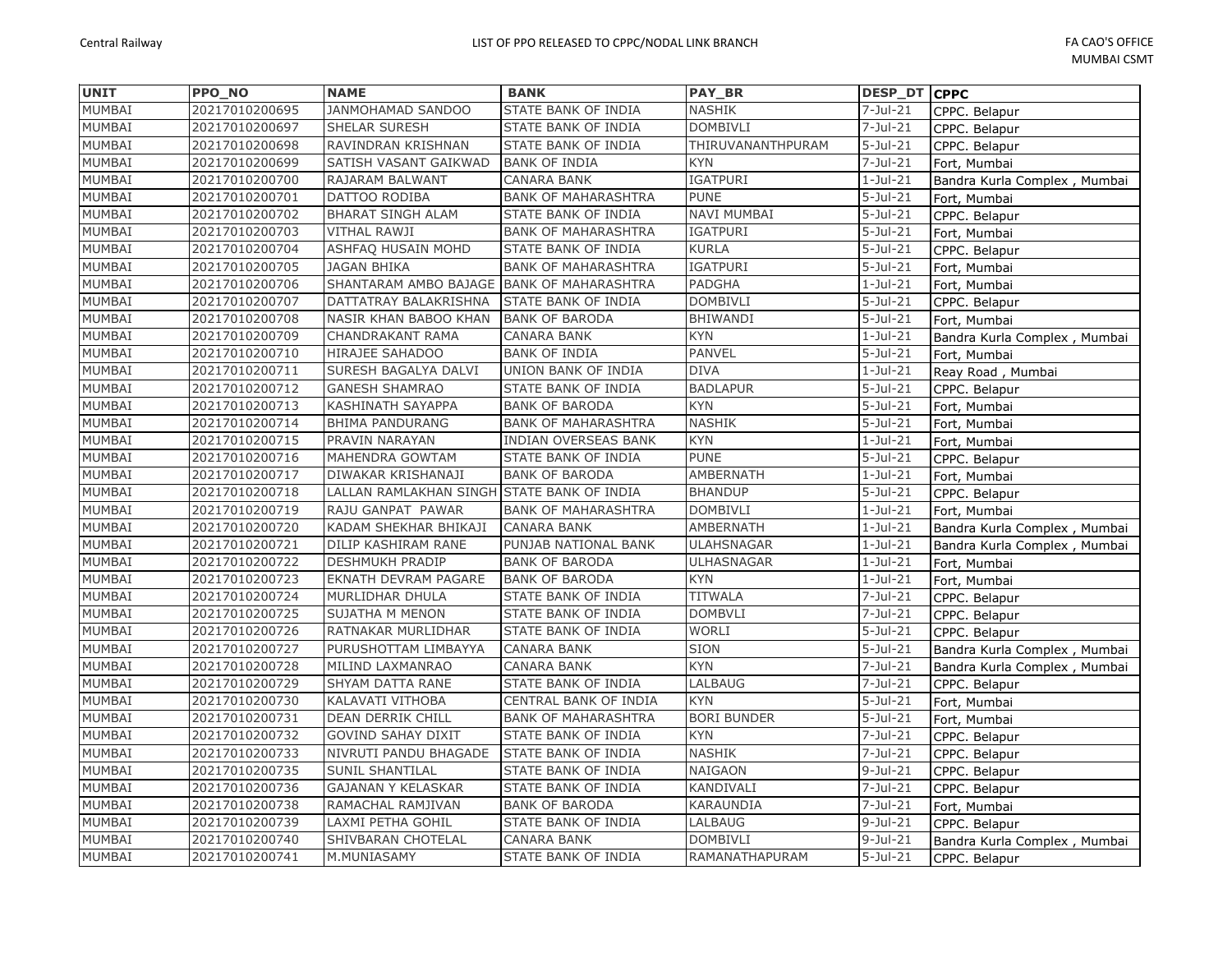| UNIT | PPO_NO | NAME | BANK | PAY_BR | DESP_DT | CPPC |
|---|---|---|---|---|---|---|
| MUMBAI | 20217010200695 | JANMOHAMAD SANDOO | STATE BANK OF INDIA | NASHIK | 7-Jul-21 | CPPC. Belapur |
| MUMBAI | 20217010200697 | SHELAR SURESH | STATE BANK OF INDIA | DOMBIVLI | 7-Jul-21 | CPPC. Belapur |
| MUMBAI | 20217010200698 | RAVINDRAN KRISHNAN | STATE BANK OF INDIA | THIRUVANANTHPURAM | 5-Jul-21 | CPPC. Belapur |
| MUMBAI | 20217010200699 | SATISH VASANT GAIKWAD | BANK OF INDIA | KYN | 7-Jul-21 | Fort, Mumbai |
| MUMBAI | 20217010200700 | RAJARAM BALWANT | CANARA BANK | IGATPURI | 1-Jul-21 | Bandra Kurla Complex , Mumbai |
| MUMBAI | 20217010200701 | DATTOO RODIBA | BANK OF MAHARASHTRA | PUNE | 5-Jul-21 | Fort, Mumbai |
| MUMBAI | 20217010200702 | BHARAT SINGH ALAM | STATE BANK OF INDIA | NAVI MUMBAI | 5-Jul-21 | CPPC. Belapur |
| MUMBAI | 20217010200703 | VITHAL RAWJI | BANK OF MAHARASHTRA | IGATPURI | 5-Jul-21 | Fort, Mumbai |
| MUMBAI | 20217010200704 | ASHFAQ HUSAIN MOHD | STATE BANK OF INDIA | KURLA | 5-Jul-21 | CPPC. Belapur |
| MUMBAI | 20217010200705 | JAGAN BHIKA | BANK OF MAHARASHTRA | IGATPURI | 5-Jul-21 | Fort, Mumbai |
| MUMBAI | 20217010200706 | SHANTARAM AMBO BAJAGE | BANK OF MAHARASHTRA | PADGHA | 1-Jul-21 | Fort, Mumbai |
| MUMBAI | 20217010200707 | DATTATRAY BALAKRISHNA | STATE BANK OF INDIA | DOMBIVLI | 5-Jul-21 | CPPC. Belapur |
| MUMBAI | 20217010200708 | NASIR KHAN BABOO KHAN | BANK OF BARODA | BHIWANDI | 5-Jul-21 | Fort, Mumbai |
| MUMBAI | 20217010200709 | CHANDRAKANT RAMA | CANARA BANK | KYN | 1-Jul-21 | Bandra Kurla Complex , Mumbai |
| MUMBAI | 20217010200710 | HIRAJEE SAHADOO | BANK OF INDIA | PANVEL | 5-Jul-21 | Fort, Mumbai |
| MUMBAI | 20217010200711 | SURESH BAGALYA DALVI | UNION BANK OF INDIA | DIVA | 1-Jul-21 | Reay Road , Mumbai |
| MUMBAI | 20217010200712 | GANESH SHAMRAO | STATE BANK OF INDIA | BADLAPUR | 5-Jul-21 | CPPC. Belapur |
| MUMBAI | 20217010200713 | KASHINATH SAYAPPA | BANK OF BARODA | KYN | 5-Jul-21 | Fort, Mumbai |
| MUMBAI | 20217010200714 | BHIMA PANDURANG | BANK OF MAHARASHTRA | NASHIK | 5-Jul-21 | Fort, Mumbai |
| MUMBAI | 20217010200715 | PRAVIN NARAYAN | INDIAN OVERSEAS BANK | KYN | 1-Jul-21 | Fort, Mumbai |
| MUMBAI | 20217010200716 | MAHENDRA GOWTAM | STATE BANK OF INDIA | PUNE | 5-Jul-21 | CPPC. Belapur |
| MUMBAI | 20217010200717 | DIWAKAR KRISHANAJI | BANK OF BARODA | AMBERNATH | 1-Jul-21 | Fort, Mumbai |
| MUMBAI | 20217010200718 | LALLAN RAMLAKHAN SINGH | STATE BANK OF INDIA | BHANDUP | 5-Jul-21 | CPPC. Belapur |
| MUMBAI | 20217010200719 | RAJU GANPAT PAWAR | BANK OF MAHARASHTRA | DOMBIVLI | 1-Jul-21 | Fort, Mumbai |
| MUMBAI | 20217010200720 | KADAM SHEKHAR BHIKAJI | CANARA BANK | AMBERNATH | 1-Jul-21 | Bandra Kurla Complex , Mumbai |
| MUMBAI | 20217010200721 | DILIP KASHIRAM RANE | PUNJAB NATIONAL BANK | ULAHSNAGAR | 1-Jul-21 | Bandra Kurla Complex , Mumbai |
| MUMBAI | 20217010200722 | DESHMUKH PRADIP | BANK OF BARODA | ULHASNAGAR | 1-Jul-21 | Fort, Mumbai |
| MUMBAI | 20217010200723 | EKNATH DEVRAM PAGARE | BANK OF BARODA | KYN | 1-Jul-21 | Fort, Mumbai |
| MUMBAI | 20217010200724 | MURLIDHAR DHULA | STATE BANK OF INDIA | TITWALA | 7-Jul-21 | CPPC. Belapur |
| MUMBAI | 20217010200725 | SUJATHA M MENON | STATE BANK OF INDIA | DOMBVLI | 7-Jul-21 | CPPC. Belapur |
| MUMBAI | 20217010200726 | RATNAKAR MURLIDHAR | STATE BANK OF INDIA | WORLI | 5-Jul-21 | CPPC. Belapur |
| MUMBAI | 20217010200727 | PURUSHOTTAM LIMBAYYA | CANARA BANK | SION | 5-Jul-21 | Bandra Kurla Complex , Mumbai |
| MUMBAI | 20217010200728 | MILIND LAXMANRAO | CANARA BANK | KYN | 7-Jul-21 | Bandra Kurla Complex , Mumbai |
| MUMBAI | 20217010200729 | SHYAM DATTA RANE | STATE BANK OF INDIA | LALBAUG | 7-Jul-21 | CPPC. Belapur |
| MUMBAI | 20217010200730 | KALAVATI VITHOBA | CENTRAL BANK OF INDIA | KYN | 5-Jul-21 | Fort, Mumbai |
| MUMBAI | 20217010200731 | DEAN DERRIK CHILL | BANK OF MAHARASHTRA | BORI BUNDER | 5-Jul-21 | Fort, Mumbai |
| MUMBAI | 20217010200732 | GOVIND SAHAY DIXIT | STATE BANK OF INDIA | KYN | 7-Jul-21 | CPPC. Belapur |
| MUMBAI | 20217010200733 | NIVRUTI PANDU BHAGADE | STATE BANK OF INDIA | NASHIK | 7-Jul-21 | CPPC. Belapur |
| MUMBAI | 20217010200735 | SUNIL SHANTILAL | STATE BANK OF INDIA | NAIGAON | 9-Jul-21 | CPPC. Belapur |
| MUMBAI | 20217010200736 | GAJANAN Y KELASKAR | STATE BANK OF INDIA | KANDIVALI | 7-Jul-21 | CPPC. Belapur |
| MUMBAI | 20217010200738 | RAMACHAL RAMJIVAN | BANK OF BARODA | KARAUNDIA | 7-Jul-21 | Fort, Mumbai |
| MUMBAI | 20217010200739 | LAXMI PETHA GOHIL | STATE BANK OF INDIA | LALBAUG | 9-Jul-21 | CPPC. Belapur |
| MUMBAI | 20217010200740 | SHIVBARAN CHOTELAL | CANARA BANK | DOMBIVLI | 9-Jul-21 | Bandra Kurla Complex , Mumbai |
| MUMBAI | 20217010200741 | M.MUNIASAMY | STATE BANK OF INDIA | RAMANATHAPURAM | 5-Jul-21 | CPPC. Belapur |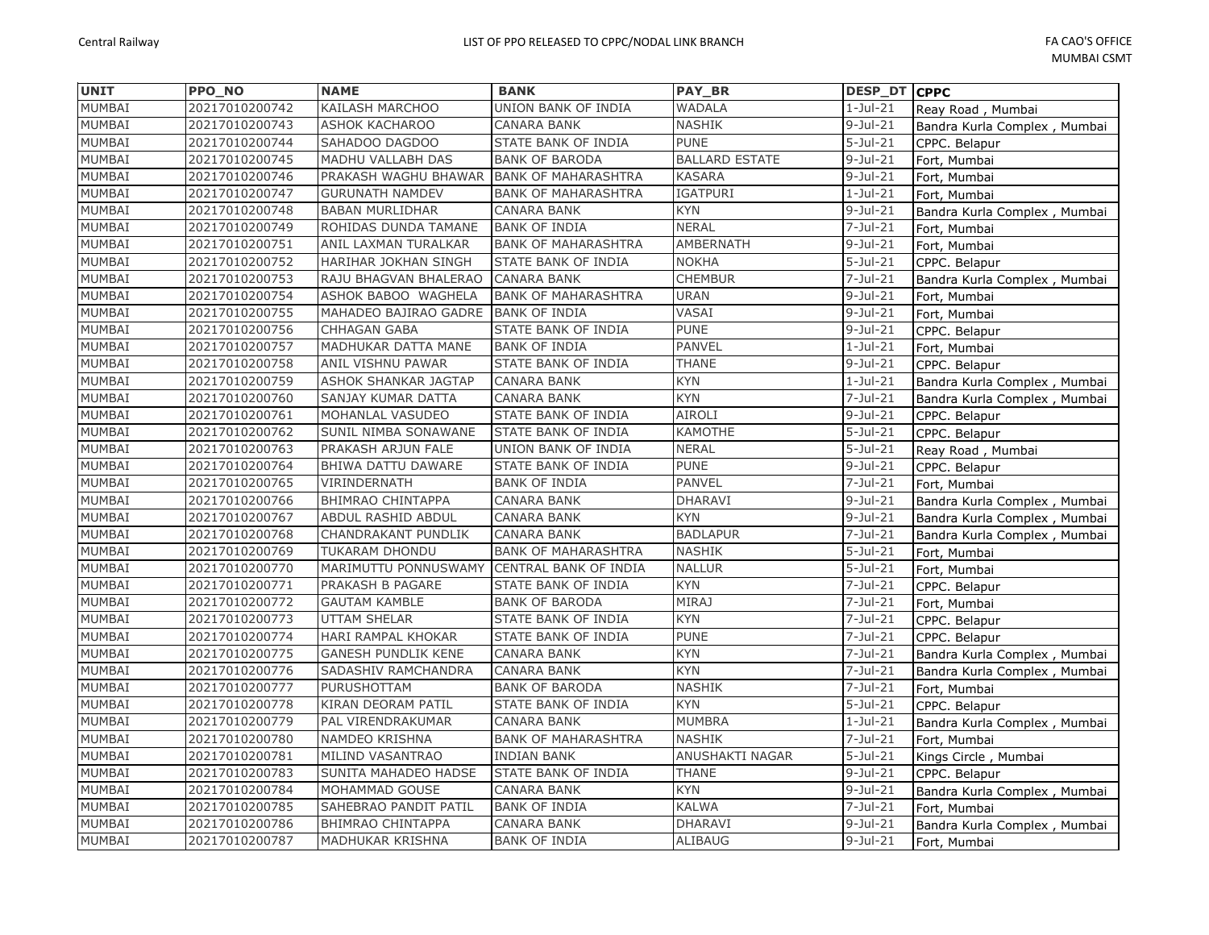| UNIT | PPO_NO | NAME | BANK | PAY_BR | DESP_DT | CPPC |
|---|---|---|---|---|---|---|
| MUMBAI | 20217010200742 | KAILASH MARCHOO | UNION BANK OF INDIA | WADALA | 1-Jul-21 | Reay Road , Mumbai |
| MUMBAI | 20217010200743 | ASHOK KACHAROO | CANARA BANK | NASHIK | 9-Jul-21 | Bandra Kurla Complex , Mumbai |
| MUMBAI | 20217010200744 | SAHADOO DAGDOO | STATE BANK OF INDIA | PUNE | 5-Jul-21 | CPPC. Belapur |
| MUMBAI | 20217010200745 | MADHU VALLABH DAS | BANK OF BARODA | BALLARD ESTATE | 9-Jul-21 | Fort, Mumbai |
| MUMBAI | 20217010200746 | PRAKASH WAGHU BHAWAR | BANK OF MAHARASHTRA | KASARA | 9-Jul-21 | Fort, Mumbai |
| MUMBAI | 20217010200747 | GURUNATH NAMDEV | BANK OF MAHARASHTRA | IGATPURI | 1-Jul-21 | Fort, Mumbai |
| MUMBAI | 20217010200748 | BABAN MURLIDHAR | CANARA BANK | KYN | 9-Jul-21 | Bandra Kurla Complex , Mumbai |
| MUMBAI | 20217010200749 | ROHIDAS DUNDA TAMANE | BANK OF INDIA | NERAL | 7-Jul-21 | Fort, Mumbai |
| MUMBAI | 20217010200751 | ANIL LAXMAN TURALKAR | BANK OF MAHARASHTRA | AMBERNATH | 9-Jul-21 | Fort, Mumbai |
| MUMBAI | 20217010200752 | HARIHAR JOKHAN SINGH | STATE BANK OF INDIA | NOKHA | 5-Jul-21 | CPPC. Belapur |
| MUMBAI | 20217010200753 | RAJU BHAGVAN BHALERAO | CANARA BANK | CHEMBUR | 7-Jul-21 | Bandra Kurla Complex , Mumbai |
| MUMBAI | 20217010200754 | ASHOK BABOO WAGHELA | BANK OF MAHARASHTRA | URAN | 9-Jul-21 | Fort, Mumbai |
| MUMBAI | 20217010200755 | MAHADEO BAJIRAO GADRE | BANK OF INDIA | VASAI | 9-Jul-21 | Fort, Mumbai |
| MUMBAI | 20217010200756 | CHHAGAN GABA | STATE BANK OF INDIA | PUNE | 9-Jul-21 | CPPC. Belapur |
| MUMBAI | 20217010200757 | MADHUKAR DATTA MANE | BANK OF INDIA | PANVEL | 1-Jul-21 | Fort, Mumbai |
| MUMBAI | 20217010200758 | ANIL VISHNU PAWAR | STATE BANK OF INDIA | THANE | 9-Jul-21 | CPPC. Belapur |
| MUMBAI | 20217010200759 | ASHOK SHANKAR JAGTAP | CANARA BANK | KYN | 1-Jul-21 | Bandra Kurla Complex , Mumbai |
| MUMBAI | 20217010200760 | SANJAY KUMAR DATTA | CANARA BANK | KYN | 7-Jul-21 | Bandra Kurla Complex , Mumbai |
| MUMBAI | 20217010200761 | MOHANLAL VASUDEO | STATE BANK OF INDIA | AIROLI | 9-Jul-21 | CPPC. Belapur |
| MUMBAI | 20217010200762 | SUNIL NIMBA SONAWANE | STATE BANK OF INDIA | KAMOTHE | 5-Jul-21 | CPPC. Belapur |
| MUMBAI | 20217010200763 | PRAKASH ARJUN FALE | UNION BANK OF INDIA | NERAL | 5-Jul-21 | Reay Road , Mumbai |
| MUMBAI | 20217010200764 | BHIWA DATTU DAWARE | STATE BANK OF INDIA | PUNE | 9-Jul-21 | CPPC. Belapur |
| MUMBAI | 20217010200765 | VIRINDERNATH | BANK OF INDIA | PANVEL | 7-Jul-21 | Fort, Mumbai |
| MUMBAI | 20217010200766 | BHIMRAO CHINTAPPA | CANARA BANK | DHARAVI | 9-Jul-21 | Bandra Kurla Complex , Mumbai |
| MUMBAI | 20217010200767 | ABDUL RASHID ABDUL | CANARA BANK | KYN | 9-Jul-21 | Bandra Kurla Complex , Mumbai |
| MUMBAI | 20217010200768 | CHANDRAKANT PUNDLIK | CANARA BANK | BADLAPUR | 7-Jul-21 | Bandra Kurla Complex , Mumbai |
| MUMBAI | 20217010200769 | TUKARAM DHONDU | BANK OF MAHARASHTRA | NASHIK | 5-Jul-21 | Fort, Mumbai |
| MUMBAI | 20217010200770 | MARIMUTTU PONNUSWAMY | CENTRAL BANK OF INDIA | NALLUR | 5-Jul-21 | Fort, Mumbai |
| MUMBAI | 20217010200771 | PRAKASH B PAGARE | STATE BANK OF INDIA | KYN | 7-Jul-21 | CPPC. Belapur |
| MUMBAI | 20217010200772 | GAUTAM KAMBLE | BANK OF BARODA | MIRAJ | 7-Jul-21 | Fort, Mumbai |
| MUMBAI | 20217010200773 | UTTAM SHELAR | STATE BANK OF INDIA | KYN | 7-Jul-21 | CPPC. Belapur |
| MUMBAI | 20217010200774 | HARI RAMPAL KHOKAR | STATE BANK OF INDIA | PUNE | 7-Jul-21 | CPPC. Belapur |
| MUMBAI | 20217010200775 | GANESH PUNDLIK KENE | CANARA BANK | KYN | 7-Jul-21 | Bandra Kurla Complex , Mumbai |
| MUMBAI | 20217010200776 | SADASHIV RAMCHANDRA | CANARA BANK | KYN | 7-Jul-21 | Bandra Kurla Complex , Mumbai |
| MUMBAI | 20217010200777 | PURUSHOTTAM | BANK OF BARODA | NASHIK | 7-Jul-21 | Fort, Mumbai |
| MUMBAI | 20217010200778 | KIRAN DEORAM PATIL | STATE BANK OF INDIA | KYN | 5-Jul-21 | CPPC. Belapur |
| MUMBAI | 20217010200779 | PAL VIRENDRAKUMAR | CANARA BANK | MUMBRA | 1-Jul-21 | Bandra Kurla Complex , Mumbai |
| MUMBAI | 20217010200780 | NAMDEO KRISHNA | BANK OF MAHARASHTRA | NASHIK | 7-Jul-21 | Fort, Mumbai |
| MUMBAI | 20217010200781 | MILIND VASANTRAO | INDIAN BANK | ANUSHAKTI NAGAR | 5-Jul-21 | Kings Circle , Mumbai |
| MUMBAI | 20217010200783 | SUNITA MAHADEO HADSE | STATE BANK OF INDIA | THANE | 9-Jul-21 | CPPC. Belapur |
| MUMBAI | 20217010200784 | MOHAMMAD GOUSE | CANARA BANK | KYN | 9-Jul-21 | Bandra Kurla Complex , Mumbai |
| MUMBAI | 20217010200785 | SAHEBRAO PANDIT PATIL | BANK OF INDIA | KALWA | 7-Jul-21 | Fort, Mumbai |
| MUMBAI | 20217010200786 | BHIMRAO CHINTAPPA | CANARA BANK | DHARAVI | 9-Jul-21 | Bandra Kurla Complex , Mumbai |
| MUMBAI | 20217010200787 | MADHUKAR KRISHNA | BANK OF INDIA | ALIBAUG | 9-Jul-21 | Fort, Mumbai |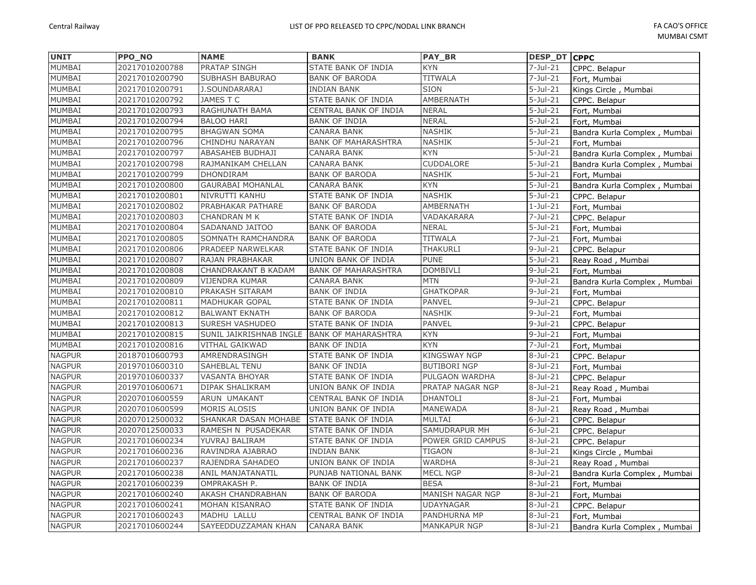| UNIT | PPO_NO | NAME | BANK | PAY_BR | DESP_DT | CPPC |
|---|---|---|---|---|---|---|
| MUMBAI | 20217010200788 | PRATAP SINGH | STATE BANK OF INDIA | KYN | 7-Jul-21 | CPPC. Belapur |
| MUMBAI | 20217010200790 | SUBHASH BABURAO | BANK OF BARODA | TITWALA | 7-Jul-21 | Fort, Mumbai |
| MUMBAI | 20217010200791 | J.SOUNDARARAJ | INDIAN BANK | SION | 5-Jul-21 | Kings Circle , Mumbai |
| MUMBAI | 20217010200792 | JAMES T C | STATE BANK OF INDIA | AMBERNATH | 5-Jul-21 | CPPC. Belapur |
| MUMBAI | 20217010200793 | RAGHUNATH BAMA | CENTRAL BANK OF INDIA | NERAL | 5-Jul-21 | Fort, Mumbai |
| MUMBAI | 20217010200794 | BALOO HARI | BANK OF INDIA | NERAL | 5-Jul-21 | Fort, Mumbai |
| MUMBAI | 20217010200795 | BHAGWAN SOMA | CANARA BANK | NASHIK | 5-Jul-21 | Bandra Kurla Complex , Mumbai |
| MUMBAI | 20217010200796 | CHINDHU NARAYAN | BANK OF MAHARASHTRA | NASHIK | 5-Jul-21 | Fort, Mumbai |
| MUMBAI | 20217010200797 | ABASAHEB BUDHAJI | CANARA BANK | KYN | 5-Jul-21 | Bandra Kurla Complex , Mumbai |
| MUMBAI | 20217010200798 | RAJMANIKAM CHELLAN | CANARA BANK | CUDDALORE | 5-Jul-21 | Bandra Kurla Complex , Mumbai |
| MUMBAI | 20217010200799 | DHONDIRAM | BANK OF BARODA | NASHIK | 5-Jul-21 | Fort, Mumbai |
| MUMBAI | 20217010200800 | GAURABAI MOHANLAL | CANARA BANK | KYN | 5-Jul-21 | Bandra Kurla Complex , Mumbai |
| MUMBAI | 20217010200801 | NIVRUTTI KANHU | STATE BANK OF INDIA | NASHIK | 5-Jul-21 | CPPC. Belapur |
| MUMBAI | 20217010200802 | PRABHAKAR PATHARE | BANK OF BARODA | AMBERNATH | 1-Jul-21 | Fort, Mumbai |
| MUMBAI | 20217010200803 | CHANDRAN M K | STATE BANK OF INDIA | VADAKARARA | 7-Jul-21 | CPPC. Belapur |
| MUMBAI | 20217010200804 | SADANAND JAITOO | BANK OF BARODA | NERAL | 5-Jul-21 | Fort, Mumbai |
| MUMBAI | 20217010200805 | SOMNATH RAMCHANDRA | BANK OF BARODA | TITWALA | 7-Jul-21 | Fort, Mumbai |
| MUMBAI | 20217010200806 | PRADEEP NARWELKAR | STATE BANK OF INDIA | THAKURLI | 9-Jul-21 | CPPC. Belapur |
| MUMBAI | 20217010200807 | RAJAN PRABHAKAR | UNION BANK OF INDIA | PUNE | 5-Jul-21 | Reay Road , Mumbai |
| MUMBAI | 20217010200808 | CHANDRAKANT B KADAM | BANK OF MAHARASHTRA | DOMBIVLI | 9-Jul-21 | Fort, Mumbai |
| MUMBAI | 20217010200809 | VIJENDRA KUMAR | CANARA BANK | MTN | 9-Jul-21 | Bandra Kurla Complex , Mumbai |
| MUMBAI | 20217010200810 | PRAKASH SITARAM | BANK OF INDIA | GHATKOPAR | 9-Jul-21 | Fort, Mumbai |
| MUMBAI | 20217010200811 | MADHUKAR GOPAL | STATE BANK OF INDIA | PANVEL | 9-Jul-21 | CPPC. Belapur |
| MUMBAI | 20217010200812 | BALWANT EKNATH | BANK OF BARODA | NASHIK | 9-Jul-21 | Fort, Mumbai |
| MUMBAI | 20217010200813 | SURESH VASHUDEO | STATE BANK OF INDIA | PANVEL | 9-Jul-21 | CPPC. Belapur |
| MUMBAI | 20217010200815 | SUNIL JAIKRISHNAB INGLE | BANK OF MAHARASHTRA | KYN | 9-Jul-21 | Fort, Mumbai |
| MUMBAI | 20217010200816 | VITHAL GAIKWAD | BANK OF INDIA | KYN | 7-Jul-21 | Fort, Mumbai |
| NAGPUR | 20187010600793 | AMRENDRASINGH | STATE BANK OF INDIA | KINGSWAY NGP | 8-Jul-21 | CPPC. Belapur |
| NAGPUR | 20197010600310 | SAHEBLAL TENU | BANK OF INDIA | BUTIBORI NGP | 8-Jul-21 | Fort, Mumbai |
| NAGPUR | 20197010600337 | VASANTA BHOYAR | STATE BANK OF INDIA | PULGAON WARDHA | 8-Jul-21 | CPPC. Belapur |
| NAGPUR | 20197010600671 | DIPAK SHALIKRAM | UNION BANK OF INDIA | PRATAP NAGAR NGP | 8-Jul-21 | Reay Road , Mumbai |
| NAGPUR | 20207010600559 | ARUN UMAKANT | CENTRAL BANK OF INDIA | DHANTOLI | 8-Jul-21 | Fort, Mumbai |
| NAGPUR | 20207010600599 | MORIS ALOSIS | UNION BANK OF INDIA | MANEWADA | 8-Jul-21 | Reay Road , Mumbai |
| NAGPUR | 20207012500032 | SHANKAR DASAN MOHABE | STATE BANK OF INDIA | MULTAI | 6-Jul-21 | CPPC. Belapur |
| NAGPUR | 20207012500033 | RAMESH N PUSADEKAR | STATE BANK OF INDIA | SAMUDRAPUR MH | 6-Jul-21 | CPPC. Belapur |
| NAGPUR | 20217010600234 | YUVRAJ BALIRAM | STATE BANK OF INDIA | POWER GRID CAMPUS | 8-Jul-21 | CPPC. Belapur |
| NAGPUR | 20217010600236 | RAVINDRA AJABRAO | INDIAN BANK | TIGAON | 8-Jul-21 | Kings Circle , Mumbai |
| NAGPUR | 20217010600237 | RAJENDRA SAHADEO | UNION BANK OF INDIA | WARDHA | 8-Jul-21 | Reay Road , Mumbai |
| NAGPUR | 20217010600238 | ANIL MANJATANATIL | PUNJAB NATIONAL BANK | MECL NGP | 8-Jul-21 | Bandra Kurla Complex , Mumbai |
| NAGPUR | 20217010600239 | OMPRAKASH P. | BANK OF INDIA | BESA | 8-Jul-21 | Fort, Mumbai |
| NAGPUR | 20217010600240 | AKASH CHANDRABHAN | BANK OF BARODA | MANISH NAGAR NGP | 8-Jul-21 | Fort, Mumbai |
| NAGPUR | 20217010600241 | MOHAN KISANRAO | STATE BANK OF INDIA | UDAYNAGAR | 8-Jul-21 | CPPC. Belapur |
| NAGPUR | 20217010600243 | MADHU LALLU | CENTRAL BANK OF INDIA | PANDHURNA MP | 8-Jul-21 | Fort, Mumbai |
| NAGPUR | 20217010600244 | SAYEEDDUZZAMAN KHAN | CANARA BANK | MANKAPUR NGP | 8-Jul-21 | Bandra Kurla Complex , Mumbai |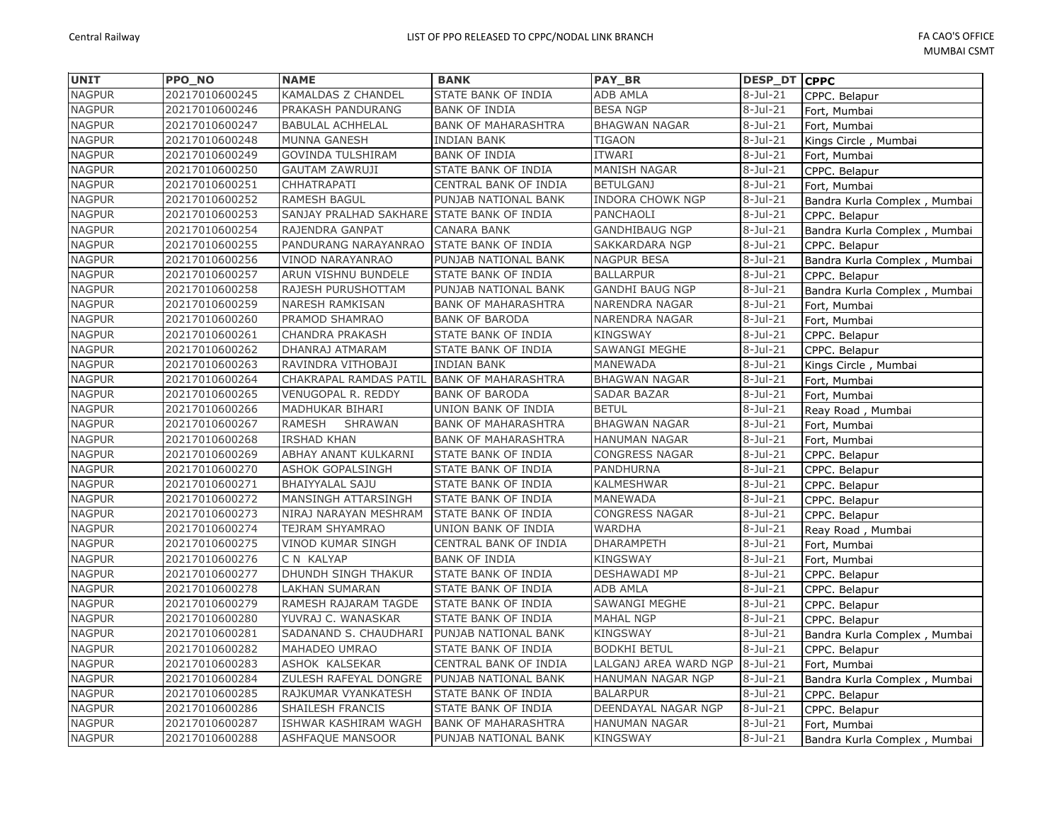| UNIT | PPO_NO | NAME | BANK | PAY_BR | DESP_DT | CPPC |
|---|---|---|---|---|---|---|
| NAGPUR | 20217010600245 | KAMALDAS Z CHANDEL | STATE BANK OF INDIA | ADB AMLA | 8-Jul-21 | CPPC. Belapur |
| NAGPUR | 20217010600246 | PRAKASH PANDURANG | BANK OF INDIA | BESA NGP | 8-Jul-21 | Fort, Mumbai |
| NAGPUR | 20217010600247 | BABULAL ACHHELAL | BANK OF MAHARASHTRA | BHAGWAN NAGAR | 8-Jul-21 | Fort, Mumbai |
| NAGPUR | 20217010600248 | MUNNA GANESH | INDIAN BANK | TIGAON | 8-Jul-21 | Kings Circle , Mumbai |
| NAGPUR | 20217010600249 | GOVINDA TULSHIRAM | BANK OF INDIA | ITWARI | 8-Jul-21 | Fort, Mumbai |
| NAGPUR | 20217010600250 | GAUTAM ZAWRUJI | STATE BANK OF INDIA | MANISH NAGAR | 8-Jul-21 | CPPC. Belapur |
| NAGPUR | 20217010600251 | CHHATRAPATI | CENTRAL BANK OF INDIA | BETULGANJ | 8-Jul-21 | Fort, Mumbai |
| NAGPUR | 20217010600252 | RAMESH BAGUL | PUNJAB NATIONAL BANK | INDORA CHOWK NGP | 8-Jul-21 | Bandra Kurla Complex , Mumbai |
| NAGPUR | 20217010600253 | SANJAY PRALHAD SAKHARE | STATE BANK OF INDIA | PANCHAOLI | 8-Jul-21 | CPPC. Belapur |
| NAGPUR | 20217010600254 | RAJENDRA GANPAT | CANARA BANK | GANDHIBAUG NGP | 8-Jul-21 | Bandra Kurla Complex , Mumbai |
| NAGPUR | 20217010600255 | PANDURANG NARAYANRAO | STATE BANK OF INDIA | SAKKARDARA NGP | 8-Jul-21 | CPPC. Belapur |
| NAGPUR | 20217010600256 | VINOD NARAYANRAO | PUNJAB NATIONAL BANK | NAGPUR BESA | 8-Jul-21 | Bandra Kurla Complex , Mumbai |
| NAGPUR | 20217010600257 | ARUN VISHNU BUNDELE | STATE BANK OF INDIA | BALLARPUR | 8-Jul-21 | CPPC. Belapur |
| NAGPUR | 20217010600258 | RAJESH PURUSHOTTAM | PUNJAB NATIONAL BANK | GANDHI BAUG NGP | 8-Jul-21 | Bandra Kurla Complex , Mumbai |
| NAGPUR | 20217010600259 | NARESH RAMKISAN | BANK OF MAHARASHTRA | NARENDRA NAGAR | 8-Jul-21 | Fort, Mumbai |
| NAGPUR | 20217010600260 | PRAMOD SHAMRAO | BANK OF BARODA | NARENDRA NAGAR | 8-Jul-21 | Fort, Mumbai |
| NAGPUR | 20217010600261 | CHANDRA PRAKASH | STATE BANK OF INDIA | KINGSWAY | 8-Jul-21 | CPPC. Belapur |
| NAGPUR | 20217010600262 | DHANRAJ ATMARAM | STATE BANK OF INDIA | SAWANGI MEGHE | 8-Jul-21 | CPPC. Belapur |
| NAGPUR | 20217010600263 | RAVINDRA VITHOBAJI | INDIAN BANK | MANEWADA | 8-Jul-21 | Kings Circle , Mumbai |
| NAGPUR | 20217010600264 | CHAKRAPAL RAMDAS PATIL | BANK OF MAHARASHTRA | BHAGWAN NAGAR | 8-Jul-21 | Fort, Mumbai |
| NAGPUR | 20217010600265 | VENUGOPAL R. REDDY | BANK OF BARODA | SADAR BAZAR | 8-Jul-21 | Fort, Mumbai |
| NAGPUR | 20217010600266 | MADHUKAR BIHARI | UNION BANK OF INDIA | BETUL | 8-Jul-21 | Reay Road , Mumbai |
| NAGPUR | 20217010600267 | RAMESH SHRAWAN | BANK OF MAHARASHTRA | BHAGWAN NAGAR | 8-Jul-21 | Fort, Mumbai |
| NAGPUR | 20217010600268 | IRSHAD KHAN | BANK OF MAHARASHTRA | HANUMAN NAGAR | 8-Jul-21 | Fort, Mumbai |
| NAGPUR | 20217010600269 | ABHAY ANANT KULKARNI | STATE BANK OF INDIA | CONGRESS NAGAR | 8-Jul-21 | CPPC. Belapur |
| NAGPUR | 20217010600270 | ASHOK GOPALSINGH | STATE BANK OF INDIA | PANDHURNA | 8-Jul-21 | CPPC. Belapur |
| NAGPUR | 20217010600271 | BHAIYYALAL SAJU | STATE BANK OF INDIA | KALMESHWAR | 8-Jul-21 | CPPC. Belapur |
| NAGPUR | 20217010600272 | MANSINGH ATTARSINGH | STATE BANK OF INDIA | MANEWADA | 8-Jul-21 | CPPC. Belapur |
| NAGPUR | 20217010600273 | NIRAJ NARAYAN MESHRAM | STATE BANK OF INDIA | CONGRESS NAGAR | 8-Jul-21 | CPPC. Belapur |
| NAGPUR | 20217010600274 | TEJRAM SHYAMRAO | UNION BANK OF INDIA | WARDHA | 8-Jul-21 | Reay Road , Mumbai |
| NAGPUR | 20217010600275 | VINOD KUMAR SINGH | CENTRAL BANK OF INDIA | DHARAMPETH | 8-Jul-21 | Fort, Mumbai |
| NAGPUR | 20217010600276 | C N KALYAP | BANK OF INDIA | KINGSWAY | 8-Jul-21 | Fort, Mumbai |
| NAGPUR | 20217010600277 | DHUNDH SINGH THAKUR | STATE BANK OF INDIA | DESHAWADI MP | 8-Jul-21 | CPPC. Belapur |
| NAGPUR | 20217010600278 | LAKHAN SUMARAN | STATE BANK OF INDIA | ADB AMLA | 8-Jul-21 | CPPC. Belapur |
| NAGPUR | 20217010600279 | RAMESH RAJARAM TAGDE | STATE BANK OF INDIA | SAWANGI MEGHE | 8-Jul-21 | CPPC. Belapur |
| NAGPUR | 20217010600280 | YUVRAJ C. WANASKAR | STATE BANK OF INDIA | MAHAL NGP | 8-Jul-21 | CPPC. Belapur |
| NAGPUR | 20217010600281 | SADANAND S. CHAUDHARI | PUNJAB NATIONAL BANK | KINGSWAY | 8-Jul-21 | Bandra Kurla Complex , Mumbai |
| NAGPUR | 20217010600282 | MAHADEO UMRAO | STATE BANK OF INDIA | BODKHI BETUL | 8-Jul-21 | CPPC. Belapur |
| NAGPUR | 20217010600283 | ASHOK KALSEKAR | CENTRAL BANK OF INDIA | LALGANJ AREA WARD NGP | 8-Jul-21 | Fort, Mumbai |
| NAGPUR | 20217010600284 | ZULESH RAFEYAL DONGRE | PUNJAB NATIONAL BANK | HANUMAN NAGAR NGP | 8-Jul-21 | Bandra Kurla Complex , Mumbai |
| NAGPUR | 20217010600285 | RAJKUMAR VYANKATESH | STATE BANK OF INDIA | BALARPUR | 8-Jul-21 | CPPC. Belapur |
| NAGPUR | 20217010600286 | SHAILESH FRANCIS | STATE BANK OF INDIA | DEENDAYAL NAGAR NGP | 8-Jul-21 | CPPC. Belapur |
| NAGPUR | 20217010600287 | ISHWAR KASHIRAM WAGH | BANK OF MAHARASHTRA | HANUMAN NAGAR | 8-Jul-21 | Fort, Mumbai |
| NAGPUR | 20217010600288 | ASHFAQUE MANSOOR | PUNJAB NATIONAL BANK | KINGSWAY | 8-Jul-21 | Bandra Kurla Complex , Mumbai |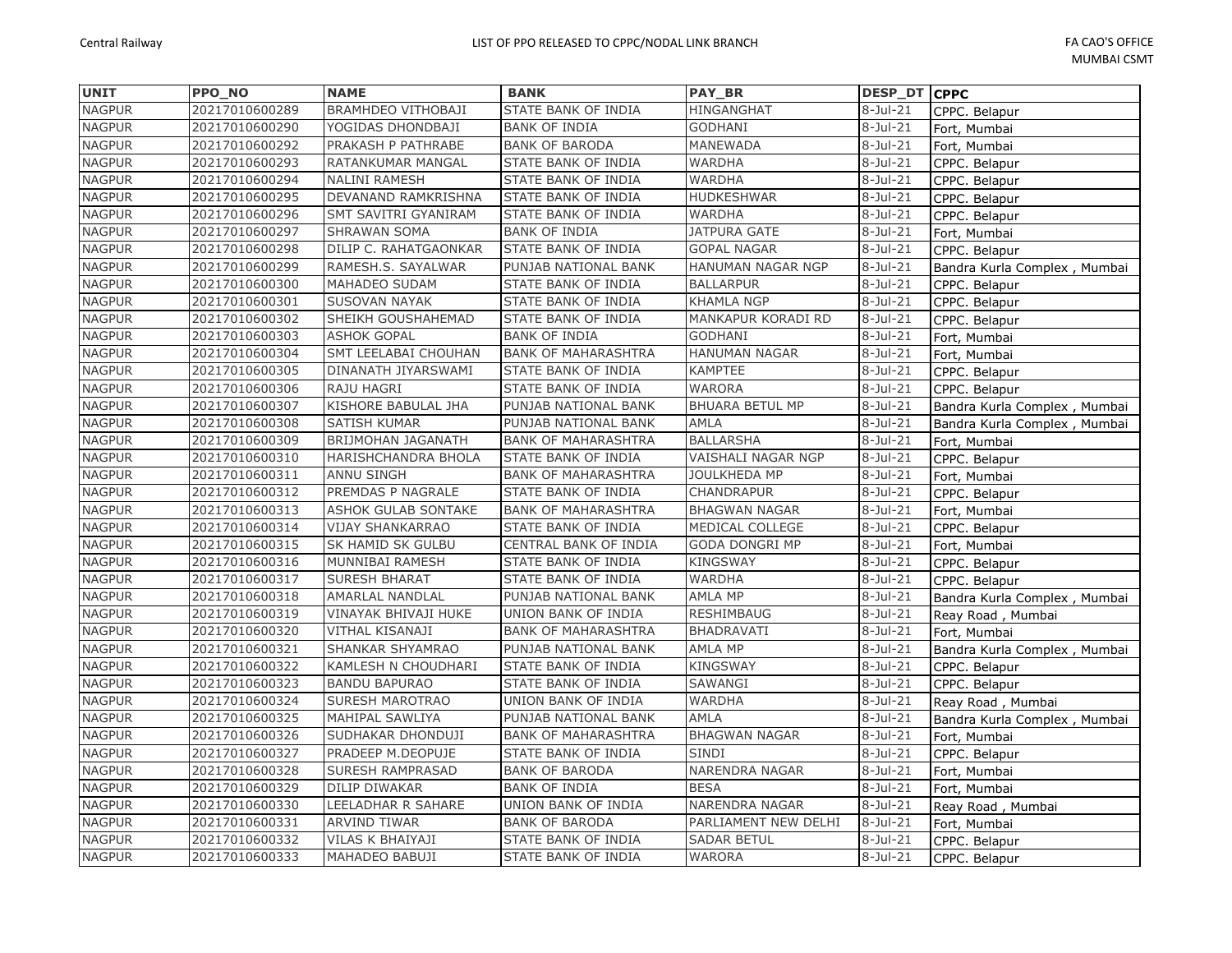| UNIT | PPO_NO | NAME | BANK | PAY_BR | DESP_DT | CPPC |
|---|---|---|---|---|---|---|
| NAGPUR | 20217010600289 | BRAMHDEO VITHOBAJI | STATE BANK OF INDIA | HINGANGHAT | 8-Jul-21 | CPPC. Belapur |
| NAGPUR | 20217010600290 | YOGIDAS DHONDBAJI | BANK OF INDIA | GODHANI | 8-Jul-21 | Fort, Mumbai |
| NAGPUR | 20217010600292 | PRAKASH P PATHRABE | BANK OF BARODA | MANEWADA | 8-Jul-21 | Fort, Mumbai |
| NAGPUR | 20217010600293 | RATANKUMAR MANGAL | STATE BANK OF INDIA | WARDHA | 8-Jul-21 | CPPC. Belapur |
| NAGPUR | 20217010600294 | NALINI RAMESH | STATE BANK OF INDIA | WARDHA | 8-Jul-21 | CPPC. Belapur |
| NAGPUR | 20217010600295 | DEVANAND RAMKRISHNA | STATE BANK OF INDIA | HUDKESHWAR | 8-Jul-21 | CPPC. Belapur |
| NAGPUR | 20217010600296 | SMT SAVITRI GYANIRAM | STATE BANK OF INDIA | WARDHA | 8-Jul-21 | CPPC. Belapur |
| NAGPUR | 20217010600297 | SHRAWAN SOMA | BANK OF INDIA | JATPURA GATE | 8-Jul-21 | Fort, Mumbai |
| NAGPUR | 20217010600298 | DILIP C. RAHATGAONKAR | STATE BANK OF INDIA | GOPAL NAGAR | 8-Jul-21 | CPPC. Belapur |
| NAGPUR | 20217010600299 | RAMESH.S. SAYALWAR | PUNJAB NATIONAL BANK | HANUMAN NAGAR NGP | 8-Jul-21 | Bandra Kurla Complex , Mumbai |
| NAGPUR | 20217010600300 | MAHADEO SUDAM | STATE BANK OF INDIA | BALLARPUR | 8-Jul-21 | CPPC. Belapur |
| NAGPUR | 20217010600301 | SUSOVAN NAYAK | STATE BANK OF INDIA | KHAMLA NGP | 8-Jul-21 | CPPC. Belapur |
| NAGPUR | 20217010600302 | SHEIKH GOUSHAHEMAD | STATE BANK OF INDIA | MANKAPUR KORADI RD | 8-Jul-21 | CPPC. Belapur |
| NAGPUR | 20217010600303 | ASHOK GOPAL | BANK OF INDIA | GODHANI | 8-Jul-21 | Fort, Mumbai |
| NAGPUR | 20217010600304 | SMT LEELABAI CHOUHAN | BANK OF MAHARASHTRA | HANUMAN NAGAR | 8-Jul-21 | Fort, Mumbai |
| NAGPUR | 20217010600305 | DINANATH JIYARSWAMI | STATE BANK OF INDIA | KAMPTEE | 8-Jul-21 | CPPC. Belapur |
| NAGPUR | 20217010600306 | RAJU HAGRI | STATE BANK OF INDIA | WARORA | 8-Jul-21 | CPPC. Belapur |
| NAGPUR | 20217010600307 | KISHORE BABULAL JHA | PUNJAB NATIONAL BANK | BHUARA BETUL MP | 8-Jul-21 | Bandra Kurla Complex , Mumbai |
| NAGPUR | 20217010600308 | SATISH KUMAR | PUNJAB NATIONAL BANK | AMLA | 8-Jul-21 | Bandra Kurla Complex , Mumbai |
| NAGPUR | 20217010600309 | BRIJMOHAN JAGANATH | BANK OF MAHARASHTRA | BALLARSHA | 8-Jul-21 | Fort, Mumbai |
| NAGPUR | 20217010600310 | HARISHCHANDRA BHOLA | STATE BANK OF INDIA | VAISHALI NAGAR NGP | 8-Jul-21 | CPPC. Belapur |
| NAGPUR | 20217010600311 | ANNU SINGH | BANK OF MAHARASHTRA | JOULKHEDA MP | 8-Jul-21 | Fort, Mumbai |
| NAGPUR | 20217010600312 | PREMDAS P NAGRALE | STATE BANK OF INDIA | CHANDRAPUR | 8-Jul-21 | CPPC. Belapur |
| NAGPUR | 20217010600313 | ASHOK GULAB SONTAKE | BANK OF MAHARASHTRA | BHAGWAN NAGAR | 8-Jul-21 | Fort, Mumbai |
| NAGPUR | 20217010600314 | VIJAY SHANKARRAO | STATE BANK OF INDIA | MEDICAL COLLEGE | 8-Jul-21 | CPPC. Belapur |
| NAGPUR | 20217010600315 | SK HAMID SK GULBU | CENTRAL BANK OF INDIA | GODA DONGRI MP | 8-Jul-21 | Fort, Mumbai |
| NAGPUR | 20217010600316 | MUNNIBAI RAMESH | STATE BANK OF INDIA | KINGSWAY | 8-Jul-21 | CPPC. Belapur |
| NAGPUR | 20217010600317 | SURESH BHARAT | STATE BANK OF INDIA | WARDHA | 8-Jul-21 | CPPC. Belapur |
| NAGPUR | 20217010600318 | AMARLAL NANDLAL | PUNJAB NATIONAL BANK | AMLA MP | 8-Jul-21 | Bandra Kurla Complex , Mumbai |
| NAGPUR | 20217010600319 | VINAYAK BHIVAJI HUKE | UNION BANK OF INDIA | RESHIMBAUG | 8-Jul-21 | Reay Road , Mumbai |
| NAGPUR | 20217010600320 | VITHAL KISANAJI | BANK OF MAHARASHTRA | BHADRAVATI | 8-Jul-21 | Fort, Mumbai |
| NAGPUR | 20217010600321 | SHANKAR SHYAMRAO | PUNJAB NATIONAL BANK | AMLA MP | 8-Jul-21 | Bandra Kurla Complex , Mumbai |
| NAGPUR | 20217010600322 | KAMLESH N CHOUDHARI | STATE BANK OF INDIA | KINGSWAY | 8-Jul-21 | CPPC. Belapur |
| NAGPUR | 20217010600323 | BANDU BAPURAO | STATE BANK OF INDIA | SAWANGI | 8-Jul-21 | CPPC. Belapur |
| NAGPUR | 20217010600324 | SURESH MAROTRAO | UNION BANK OF INDIA | WARDHA | 8-Jul-21 | Reay Road , Mumbai |
| NAGPUR | 20217010600325 | MAHIPAL SAWLIYA | PUNJAB NATIONAL BANK | AMLA | 8-Jul-21 | Bandra Kurla Complex , Mumbai |
| NAGPUR | 20217010600326 | SUDHAKAR DHONDUJI | BANK OF MAHARASHTRA | BHAGWAN NAGAR | 8-Jul-21 | Fort, Mumbai |
| NAGPUR | 20217010600327 | PRADEEP M.DEOPUJE | STATE BANK OF INDIA | SINDI | 8-Jul-21 | CPPC. Belapur |
| NAGPUR | 20217010600328 | SURESH RAMPRASAD | BANK OF BARODA | NARENDRA NAGAR | 8-Jul-21 | Fort, Mumbai |
| NAGPUR | 20217010600329 | DILIP DIWAKAR | BANK OF INDIA | BESA | 8-Jul-21 | Fort, Mumbai |
| NAGPUR | 20217010600330 | LEELADHAR R SAHARE | UNION BANK OF INDIA | NARENDRA NAGAR | 8-Jul-21 | Reay Road , Mumbai |
| NAGPUR | 20217010600331 | ARVIND TIWAR | BANK OF BARODA | PARLIAMENT NEW DELHI | 8-Jul-21 | Fort, Mumbai |
| NAGPUR | 20217010600332 | VILAS K BHAIYAJI | STATE BANK OF INDIA | SADAR BETUL | 8-Jul-21 | CPPC. Belapur |
| NAGPUR | 20217010600333 | MAHADEO BABUJI | STATE BANK OF INDIA | WARORA | 8-Jul-21 | CPPC. Belapur |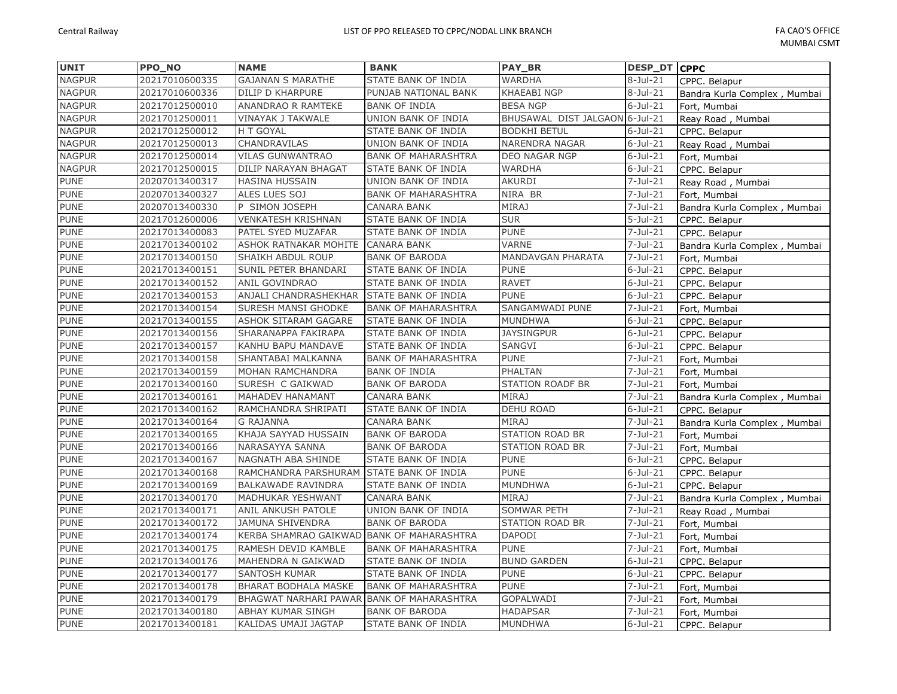| UNIT | PPO_NO | NAME | BANK | PAY_BR | DESP_DT | CPPC |
|---|---|---|---|---|---|---|
| NAGPUR | 20217010600335 | GAJANAN S MARATHE | STATE BANK OF INDIA | WARDHA | 8-Jul-21 | CPPC. Belapur |
| NAGPUR | 20217010600336 | DILIP D KHARPURE | PUNJAB NATIONAL BANK | KHAEABI NGP | 8-Jul-21 | Bandra Kurla Complex , Mumbai |
| NAGPUR | 20217012500010 | ANANDRAO R RAMTEKE | BANK OF INDIA | BESA NGP | 6-Jul-21 | Fort, Mumbai |
| NAGPUR | 20217012500011 | VINAYAK J TAKWALE | UNION BANK OF INDIA | BHUSAWAL DIST JALGAON | 6-Jul-21 | Reay Road , Mumbai |
| NAGPUR | 20217012500012 | H T GOYAL | STATE BANK OF INDIA | BODKHI BETUL | 6-Jul-21 | CPPC. Belapur |
| NAGPUR | 20217012500013 | CHANDRAVILAS | UNION BANK OF INDIA | NARENDRA NAGAR | 6-Jul-21 | Reay Road , Mumbai |
| NAGPUR | 20217012500014 | VILAS GUNWANTRAO | BANK OF MAHARASHTRA | DEO NAGAR NGP | 6-Jul-21 | Fort, Mumbai |
| NAGPUR | 20217012500015 | DILIP NARAYAN BHAGAT | STATE BANK OF INDIA | WARDHA | 6-Jul-21 | CPPC. Belapur |
| PUNE | 20207013400317 | HASINA HUSSAIN | UNION BANK OF INDIA | AKURDI | 7-Jul-21 | Reay Road , Mumbai |
| PUNE | 20207013400327 | ALES LUES SOJ | BANK OF MAHARASHTRA | NIRA BR | 7-Jul-21 | Fort, Mumbai |
| PUNE | 20207013400330 | P SIMON JOSEPH | CANARA BANK | MIRAJ | 7-Jul-21 | Bandra Kurla Complex , Mumbai |
| PUNE | 20217012600006 | VENKATESH KRISHNAN | STATE BANK OF INDIA | SUR | 5-Jul-21 | CPPC. Belapur |
| PUNE | 20217013400083 | PATEL SYED MUZAFAR | STATE BANK OF INDIA | PUNE | 7-Jul-21 | CPPC. Belapur |
| PUNE | 20217013400102 | ASHOK RATNAKAR MOHITE | CANARA BANK | VARNE | 7-Jul-21 | Bandra Kurla Complex , Mumbai |
| PUNE | 20217013400150 | SHAIKH ABDUL ROUP | BANK OF BARODA | MANDAVGAN PHARATA | 7-Jul-21 | Fort, Mumbai |
| PUNE | 20217013400151 | SUNIL PETER BHANDARI | STATE BANK OF INDIA | PUNE | 6-Jul-21 | CPPC. Belapur |
| PUNE | 20217013400152 | ANIL GOVINDRAO | STATE BANK OF INDIA | RAVET | 6-Jul-21 | CPPC. Belapur |
| PUNE | 20217013400153 | ANJALI CHANDRASHEKHAR | STATE BANK OF INDIA | PUNE | 6-Jul-21 | CPPC. Belapur |
| PUNE | 20217013400154 | SURESH MANSI GHODKE | BANK OF MAHARASHTRA | SANGAMWADI PUNE | 7-Jul-21 | Fort, Mumbai |
| PUNE | 20217013400155 | ASHOK SITARAM GAGARE | STATE BANK OF INDIA | MUNDHWA | 6-Jul-21 | CPPC. Belapur |
| PUNE | 20217013400156 | SHARANAPPA FAKIRAPA | STATE BANK OF INDIA | JAYSINGPUR | 6-Jul-21 | CPPC. Belapur |
| PUNE | 20217013400157 | KANHU BAPU MANDAVE | STATE BANK OF INDIA | SANGVI | 6-Jul-21 | CPPC. Belapur |
| PUNE | 20217013400158 | SHANTABAI MALKANNA | BANK OF MAHARASHTRA | PUNE | 7-Jul-21 | Fort, Mumbai |
| PUNE | 20217013400159 | MOHAN RAMCHANDRA | BANK OF INDIA | PHALTAN | 7-Jul-21 | Fort, Mumbai |
| PUNE | 20217013400160 | SURESH C GAIKWAD | BANK OF BARODA | STATION ROADF BR | 7-Jul-21 | Fort, Mumbai |
| PUNE | 20217013400161 | MAHADEV HANAMANT | CANARA BANK | MIRAJ | 7-Jul-21 | Bandra Kurla Complex , Mumbai |
| PUNE | 20217013400162 | RAMCHANDRA SHRIPATI | STATE BANK OF INDIA | DEHU ROAD | 6-Jul-21 | CPPC. Belapur |
| PUNE | 20217013400164 | G RAJANNA | CANARA BANK | MIRAJ | 7-Jul-21 | Bandra Kurla Complex , Mumbai |
| PUNE | 20217013400165 | KHAJA SAYYAD HUSSAIN | BANK OF BARODA | STATION ROAD BR | 7-Jul-21 | Fort, Mumbai |
| PUNE | 20217013400166 | NARASAYYA SANNA | BANK OF BARODA | STATION ROAD BR | 7-Jul-21 | Fort, Mumbai |
| PUNE | 20217013400167 | NAGNATH ABA SHINDE | STATE BANK OF INDIA | PUNE | 6-Jul-21 | CPPC. Belapur |
| PUNE | 20217013400168 | RAMCHANDRA PARSHURAM | STATE BANK OF INDIA | PUNE | 6-Jul-21 | CPPC. Belapur |
| PUNE | 20217013400169 | BALKAWADE RAVINDRA | STATE BANK OF INDIA | MUNDHWA | 6-Jul-21 | CPPC. Belapur |
| PUNE | 20217013400170 | MADHUKAR YESHWANT | CANARA BANK | MIRAJ | 7-Jul-21 | Bandra Kurla Complex , Mumbai |
| PUNE | 20217013400171 | ANIL ANKUSH PATOLE | UNION BANK OF INDIA | SOMWAR PETH | 7-Jul-21 | Reay Road , Mumbai |
| PUNE | 20217013400172 | JAMUNA SHIVENDRA | BANK OF BARODA | STATION ROAD BR | 7-Jul-21 | Fort, Mumbai |
| PUNE | 20217013400174 | KERBA SHAMRAO GAIKWAD | BANK OF MAHARASHTRA | DAPODI | 7-Jul-21 | Fort, Mumbai |
| PUNE | 20217013400175 | RAMESH DEVID KAMBLE | BANK OF MAHARASHTRA | PUNE | 7-Jul-21 | Fort, Mumbai |
| PUNE | 20217013400176 | MAHENDRA N GAIKWAD | STATE BANK OF INDIA | BUND GARDEN | 6-Jul-21 | CPPC. Belapur |
| PUNE | 20217013400177 | SANTOSH KUMAR | STATE BANK OF INDIA | PUNE | 6-Jul-21 | CPPC. Belapur |
| PUNE | 20217013400178 | BHARAT BODHALA MASKE | BANK OF MAHARASHTRA | PUNE | 7-Jul-21 | Fort, Mumbai |
| PUNE | 20217013400179 | BHAGWAT NARHARI PAWAR | BANK OF MAHARASHTRA | GOPALWADI | 7-Jul-21 | Fort, Mumbai |
| PUNE | 20217013400180 | ABHAY KUMAR SINGH | BANK OF BARODA | HADAPSAR | 7-Jul-21 | Fort, Mumbai |
| PUNE | 20217013400181 | KALIDAS UMAJI JAGTAP | STATE BANK OF INDIA | MUNDHWA | 6-Jul-21 | CPPC. Belapur |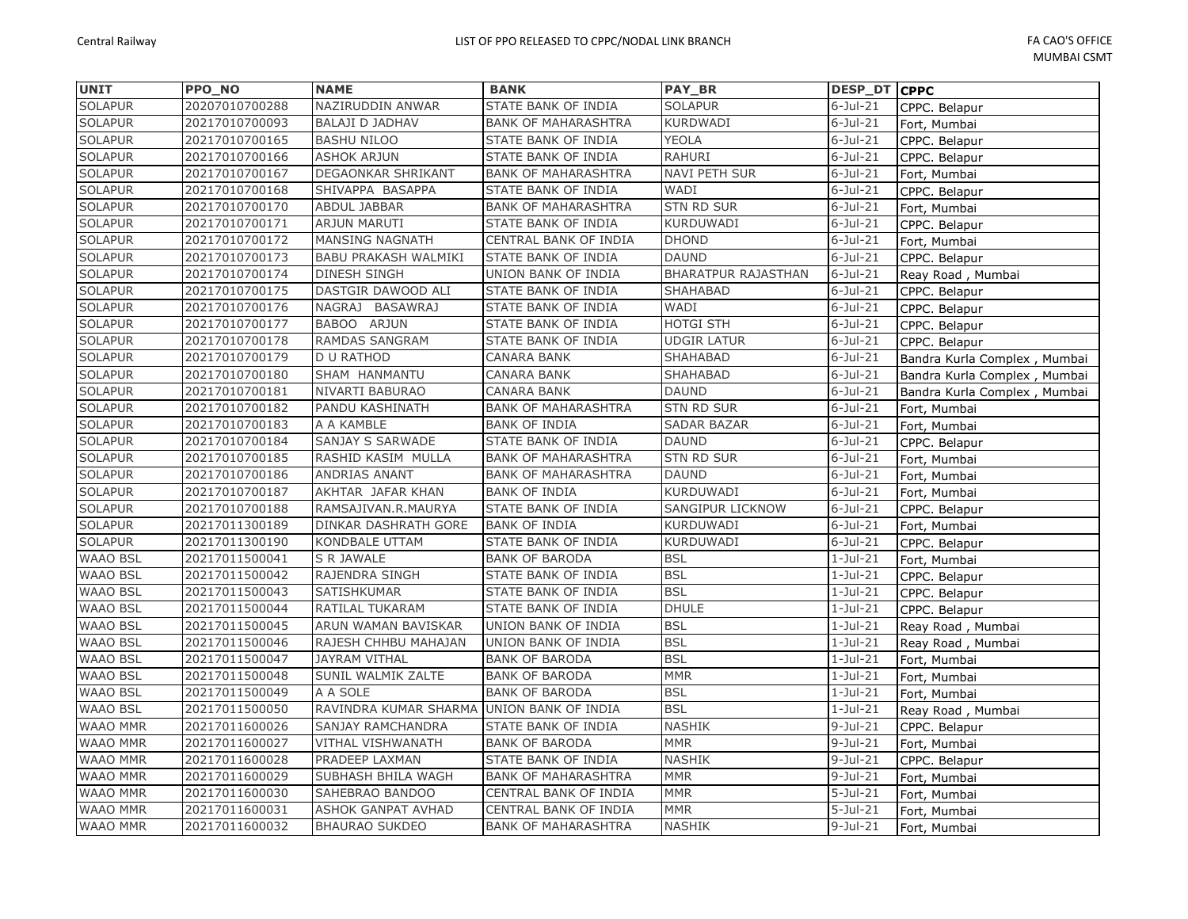| UNIT | PPO_NO | NAME | BANK | PAY_BR | DESP_DT | CPPC |
|---|---|---|---|---|---|---|
| SOLAPUR | 20207010700288 | NAZIRUDDIN ANWAR | STATE BANK OF INDIA | SOLAPUR | 6-Jul-21 | CPPC. Belapur |
| SOLAPUR | 20217010700093 | BALAJI D JADHAV | BANK OF MAHARASHTRA | KURDWADI | 6-Jul-21 | Fort, Mumbai |
| SOLAPUR | 20217010700165 | BASHU NILOO | STATE BANK OF INDIA | YEOLA | 6-Jul-21 | CPPC. Belapur |
| SOLAPUR | 20217010700166 | ASHOK ARJUN | STATE BANK OF INDIA | RAHURI | 6-Jul-21 | CPPC. Belapur |
| SOLAPUR | 20217010700167 | DEGAONKAR SHRIKANT | BANK OF MAHARASHTRA | NAVI PETH SUR | 6-Jul-21 | Fort, Mumbai |
| SOLAPUR | 20217010700168 | SHIVAPPA BASAPPA | STATE BANK OF INDIA | WADI | 6-Jul-21 | CPPC. Belapur |
| SOLAPUR | 20217010700170 | ABDUL JABBAR | BANK OF MAHARASHTRA | STN RD SUR | 6-Jul-21 | Fort, Mumbai |
| SOLAPUR | 20217010700171 | ARJUN MARUTI | STATE BANK OF INDIA | KURDUWADI | 6-Jul-21 | CPPC. Belapur |
| SOLAPUR | 20217010700172 | MANSING NAGNATH | CENTRAL BANK OF INDIA | DHOND | 6-Jul-21 | Fort, Mumbai |
| SOLAPUR | 20217010700173 | BABU PRAKASH WALMIKI | STATE BANK OF INDIA | DAUND | 6-Jul-21 | CPPC. Belapur |
| SOLAPUR | 20217010700174 | DINESH SINGH | UNION BANK OF INDIA | BHARATPUR RAJASTHAN | 6-Jul-21 | Reay Road , Mumbai |
| SOLAPUR | 20217010700175 | DASTGIR DAWOOD ALI | STATE BANK OF INDIA | SHAHABAD | 6-Jul-21 | CPPC. Belapur |
| SOLAPUR | 20217010700176 | NAGRAJ BASAWRAJ | STATE BANK OF INDIA | WADI | 6-Jul-21 | CPPC. Belapur |
| SOLAPUR | 20217010700177 | BABOO ARJUN | STATE BANK OF INDIA | HOTGI STH | 6-Jul-21 | CPPC. Belapur |
| SOLAPUR | 20217010700178 | RAMDAS SANGRAM | STATE BANK OF INDIA | UDGIR LATUR | 6-Jul-21 | CPPC. Belapur |
| SOLAPUR | 20217010700179 | D U RATHOD | CANARA BANK | SHAHABAD | 6-Jul-21 | Bandra Kurla Complex , Mumbai |
| SOLAPUR | 20217010700180 | SHAM HANMANTU | CANARA BANK | SHAHABAD | 6-Jul-21 | Bandra Kurla Complex , Mumbai |
| SOLAPUR | 20217010700181 | NIVARTI BABURAO | CANARA BANK | DAUND | 6-Jul-21 | Bandra Kurla Complex , Mumbai |
| SOLAPUR | 20217010700182 | PANDU KASHINATH | BANK OF MAHARASHTRA | STN RD SUR | 6-Jul-21 | Fort, Mumbai |
| SOLAPUR | 20217010700183 | A A KAMBLE | BANK OF INDIA | SADAR BAZAR | 6-Jul-21 | Fort, Mumbai |
| SOLAPUR | 20217010700184 | SANJAY S SARWADE | STATE BANK OF INDIA | DAUND | 6-Jul-21 | CPPC. Belapur |
| SOLAPUR | 20217010700185 | RASHID KASIM MULLA | BANK OF MAHARASHTRA | STN RD SUR | 6-Jul-21 | Fort, Mumbai |
| SOLAPUR | 20217010700186 | ANDRIAS ANANT | BANK OF MAHARASHTRA | DAUND | 6-Jul-21 | Fort, Mumbai |
| SOLAPUR | 20217010700187 | AKHTAR JAFAR KHAN | BANK OF INDIA | KURDUWADI | 6-Jul-21 | Fort, Mumbai |
| SOLAPUR | 20217010700188 | RAMSAJIVAN.R.MAURYA | STATE BANK OF INDIA | SANGIPUR LICKNOW | 6-Jul-21 | CPPC. Belapur |
| SOLAPUR | 20217011300189 | DINKAR DASHRATH GORE | BANK OF INDIA | KURDUWADI | 6-Jul-21 | Fort, Mumbai |
| SOLAPUR | 20217011300190 | KONDBALE UTTAM | STATE BANK OF INDIA | KURDUWADI | 6-Jul-21 | CPPC. Belapur |
| WAAO BSL | 20217011500041 | S R JAWALE | BANK OF BARODA | BSL | 1-Jul-21 | Fort, Mumbai |
| WAAO BSL | 20217011500042 | RAJENDRA SINGH | STATE BANK OF INDIA | BSL | 1-Jul-21 | CPPC. Belapur |
| WAAO BSL | 20217011500043 | SATISHKUMAR | STATE BANK OF INDIA | BSL | 1-Jul-21 | CPPC. Belapur |
| WAAO BSL | 20217011500044 | RATILAL TUKARAM | STATE BANK OF INDIA | DHULE | 1-Jul-21 | CPPC. Belapur |
| WAAO BSL | 20217011500045 | ARUN WAMAN BAVISKAR | UNION BANK OF INDIA | BSL | 1-Jul-21 | Reay Road , Mumbai |
| WAAO BSL | 20217011500046 | RAJESH CHHBU MAHAJAN | UNION BANK OF INDIA | BSL | 1-Jul-21 | Reay Road , Mumbai |
| WAAO BSL | 20217011500047 | JAYRAM VITHAL | BANK OF BARODA | BSL | 1-Jul-21 | Fort, Mumbai |
| WAAO BSL | 20217011500048 | SUNIL WALMIK ZALTE | BANK OF BARODA | MMR | 1-Jul-21 | Fort, Mumbai |
| WAAO BSL | 20217011500049 | A A SOLE | BANK OF BARODA | BSL | 1-Jul-21 | Fort, Mumbai |
| WAAO BSL | 20217011500050 | RAVINDRA KUMAR SHARMA | UNION BANK OF INDIA | BSL | 1-Jul-21 | Reay Road , Mumbai |
| WAAO MMR | 20217011600026 | SANJAY RAMCHANDRA | STATE BANK OF INDIA | NASHIK | 9-Jul-21 | CPPC. Belapur |
| WAAO MMR | 20217011600027 | VITHAL VISHWANATH | BANK OF BARODA | MMR | 9-Jul-21 | Fort, Mumbai |
| WAAO MMR | 20217011600028 | PRADEEP LAXMAN | STATE BANK OF INDIA | NASHIK | 9-Jul-21 | CPPC. Belapur |
| WAAO MMR | 20217011600029 | SUBHASH BHILA WAGH | BANK OF MAHARASHTRA | MMR | 9-Jul-21 | Fort, Mumbai |
| WAAO MMR | 20217011600030 | SAHEBRAO BANDOO | CENTRAL BANK OF INDIA | MMR | 5-Jul-21 | Fort, Mumbai |
| WAAO MMR | 20217011600031 | ASHOK GANPAT AVHAD | CENTRAL BANK OF INDIA | MMR | 5-Jul-21 | Fort, Mumbai |
| WAAO MMR | 20217011600032 | BHAURAO SUKDEO | BANK OF MAHARASHTRA | NASHIK | 9-Jul-21 | Fort, Mumbai |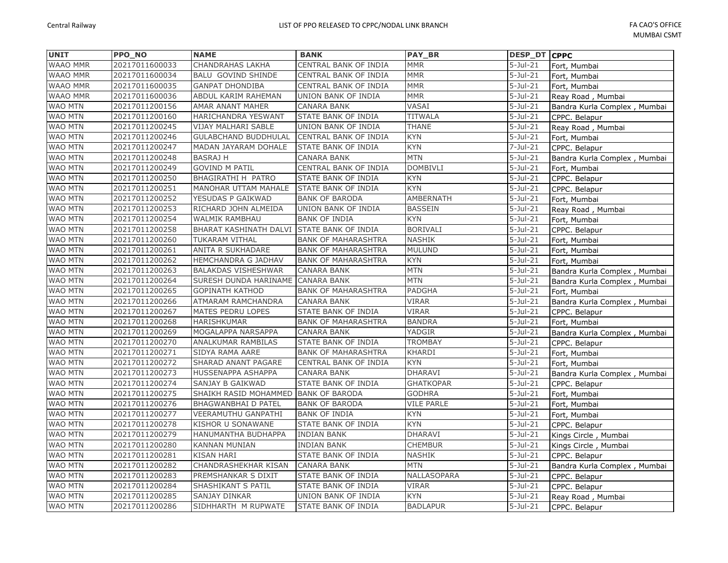| UNIT | PPO_NO | NAME | BANK | PAY_BR | DESP_DT | CPPC |
|---|---|---|---|---|---|---|
| WAAO MMR | 20217011600033 | CHANDRAHAS LAKHA | CENTRAL BANK OF INDIA | MMR | 5-Jul-21 | Fort, Mumbai |
| WAAO MMR | 20217011600034 | BALU GOVIND SHINDE | CENTRAL BANK OF INDIA | MMR | 5-Jul-21 | Fort, Mumbai |
| WAAO MMR | 20217011600035 | GANPAT DHONDIBA | CENTRAL BANK OF INDIA | MMR | 5-Jul-21 | Fort, Mumbai |
| WAAO MMR | 20217011600036 | ABDUL KARIM RAHEMAN | UNION BANK OF INDIA | MMR | 5-Jul-21 | Reay Road , Mumbai |
| WAO MTN | 20217011200156 | AMAR ANANT MAHER | CANARA BANK | VASAI | 5-Jul-21 | Bandra Kurla Complex , Mumbai |
| WAO MTN | 20217011200160 | HARICHANDRA YESWANT | STATE BANK OF INDIA | TITWALA | 5-Jul-21 | CPPC. Belapur |
| WAO MTN | 20217011200245 | VIJAY MALHARI SABLE | UNION BANK OF INDIA | THANE | 5-Jul-21 | Reay Road , Mumbai |
| WAO MTN | 20217011200246 | GULABCHAND BUDDHULAL | CENTRAL BANK OF INDIA | KYN | 5-Jul-21 | Fort, Mumbai |
| WAO MTN | 20217011200247 | MADAN JAYARAM DOHALE | STATE BANK OF INDIA | KYN | 7-Jul-21 | CPPC. Belapur |
| WAO MTN | 20217011200248 | BASRAJ H | CANARA BANK | MTN | 5-Jul-21 | Bandra Kurla Complex , Mumbai |
| WAO MTN | 20217011200249 | GOVIND M PATIL | CENTRAL BANK OF INDIA | DOMBIVLI | 5-Jul-21 | Fort, Mumbai |
| WAO MTN | 20217011200250 | BHAGIRATHI H PATRO | STATE BANK OF INDIA | KYN | 5-Jul-21 | CPPC. Belapur |
| WAO MTN | 20217011200251 | MANOHAR UTTAM MAHALE | STATE BANK OF INDIA | KYN | 5-Jul-21 | CPPC. Belapur |
| WAO MTN | 20217011200252 | YESUDAS P GAIKWAD | BANK OF BARODA | AMBERNATH | 5-Jul-21 | Fort, Mumbai |
| WAO MTN | 20217011200253 | RICHARD JOHN ALMEIDA | UNION BANK OF INDIA | BASSEIN | 5-Jul-21 | Reay Road , Mumbai |
| WAO MTN | 20217011200254 | WALMIK RAMBHAU | BANK OF INDIA | KYN | 5-Jul-21 | Fort, Mumbai |
| WAO MTN | 20217011200258 | BHARAT KASHINATH DALVI | STATE BANK OF INDIA | BORIVALI | 5-Jul-21 | CPPC. Belapur |
| WAO MTN | 20217011200260 | TUKARAM VITHAL | BANK OF MAHARASHTRA | NASHIK | 5-Jul-21 | Fort, Mumbai |
| WAO MTN | 20217011200261 | ANITA R SUKHADARE | BANK OF MAHARASHTRA | MULUND | 5-Jul-21 | Fort, Mumbai |
| WAO MTN | 20217011200262 | HEMCHANDRA G JADHAV | BANK OF MAHARASHTRA | KYN | 5-Jul-21 | Fort, Mumbai |
| WAO MTN | 20217011200263 | BALAKDAS VISHESHWAR | CANARA BANK | MTN | 5-Jul-21 | Bandra Kurla Complex , Mumbai |
| WAO MTN | 20217011200264 | SURESH DUNDA HARINAME | CANARA BANK | MTN | 5-Jul-21 | Bandra Kurla Complex , Mumbai |
| WAO MTN | 20217011200265 | GOPINATH KATHOD | BANK OF MAHARASHTRA | PADGHA | 5-Jul-21 | Fort, Mumbai |
| WAO MTN | 20217011200266 | ATMARAM RAMCHANDRA | CANARA BANK | VIRAR | 5-Jul-21 | Bandra Kurla Complex , Mumbai |
| WAO MTN | 20217011200267 | MATES PEDRU LOPES | STATE BANK OF INDIA | VIRAR | 5-Jul-21 | CPPC. Belapur |
| WAO MTN | 20217011200268 | HARISHKUMAR | BANK OF MAHARASHTRA | BANDRA | 5-Jul-21 | Fort, Mumbai |
| WAO MTN | 20217011200269 | MOGALAPPA NARSAPPA | CANARA BANK | YADGIR | 5-Jul-21 | Bandra Kurla Complex , Mumbai |
| WAO MTN | 20217011200270 | ANALKUMAR RAMBILAS | STATE BANK OF INDIA | TROMBAY | 5-Jul-21 | CPPC. Belapur |
| WAO MTN | 20217011200271 | SIDYA RAMA AARE | BANK OF MAHARASHTRA | KHARDI | 5-Jul-21 | Fort, Mumbai |
| WAO MTN | 20217011200272 | SHARAD ANANT PAGARE | CENTRAL BANK OF INDIA | KYN | 5-Jul-21 | Fort, Mumbai |
| WAO MTN | 20217011200273 | HUSSENAPPA ASHAPPA | CANARA BANK | DHARAVI | 5-Jul-21 | Bandra Kurla Complex , Mumbai |
| WAO MTN | 20217011200274 | SANJAY B GAIKWAD | STATE BANK OF INDIA | GHATKOPAR | 5-Jul-21 | CPPC. Belapur |
| WAO MTN | 20217011200275 | SHAIKH RASID MOHAMMED | BANK OF BARODA | GODHRA | 5-Jul-21 | Fort, Mumbai |
| WAO MTN | 20217011200276 | BHAGWANBHAI D PATEL | BANK OF BARODA | VILE PARLE | 5-Jul-21 | Fort, Mumbai |
| WAO MTN | 20217011200277 | VEERAMUTHU GANPATHI | BANK OF INDIA | KYN | 5-Jul-21 | Fort, Mumbai |
| WAO MTN | 20217011200278 | KISHOR U SONAWANE | STATE BANK OF INDIA | KYN | 5-Jul-21 | CPPC. Belapur |
| WAO MTN | 20217011200279 | HANUMANTHA BUDHAPPA | INDIAN BANK | DHARAVI | 5-Jul-21 | Kings Circle , Mumbai |
| WAO MTN | 20217011200280 | KANNAN MUNIAN | INDIAN BANK | CHEMBUR | 5-Jul-21 | Kings Circle , Mumbai |
| WAO MTN | 20217011200281 | KISAN HARI | STATE BANK OF INDIA | NASHIK | 5-Jul-21 | CPPC. Belapur |
| WAO MTN | 20217011200282 | CHANDRASHEKHAR KISAN | CANARA BANK | MTN | 5-Jul-21 | Bandra Kurla Complex , Mumbai |
| WAO MTN | 20217011200283 | PREMSHANKAR S DIXIT | STATE BANK OF INDIA | NALLASOPARA | 5-Jul-21 | CPPC. Belapur |
| WAO MTN | 20217011200284 | SHASHIKANT S PATIL | STATE BANK OF INDIA | VIRAR | 5-Jul-21 | CPPC. Belapur |
| WAO MTN | 20217011200285 | SANJAY DINKAR | UNION BANK OF INDIA | KYN | 5-Jul-21 | Reay Road , Mumbai |
| WAO MTN | 20217011200286 | SIDHHARTH M RUPWATE | STATE BANK OF INDIA | BADLAPUR | 5-Jul-21 | CPPC. Belapur |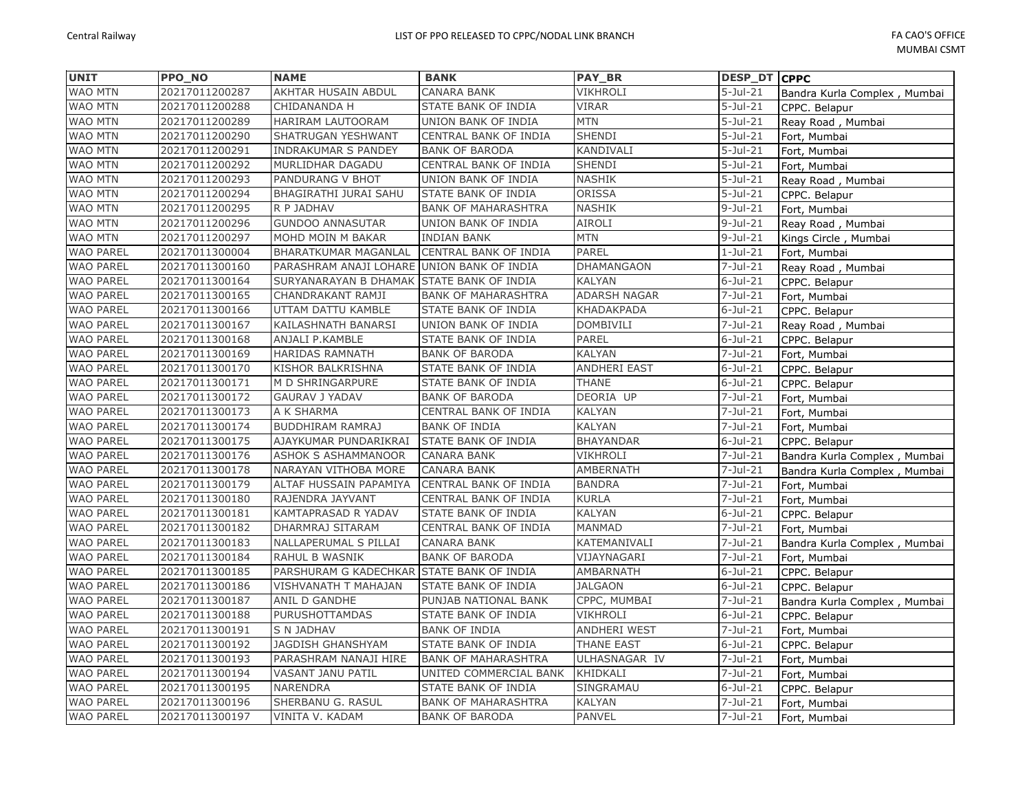| UNIT | PPO_NO | NAME | BANK | PAY_BR | DESP_DT | CPPC |
|---|---|---|---|---|---|---|
| WAO MTN | 20217011200287 | AKHTAR HUSAIN ABDUL | CANARA BANK | VIKHROLI | 5-Jul-21 | Bandra Kurla Complex , Mumbai |
| WAO MTN | 20217011200288 | CHIDANANDA H | STATE BANK OF INDIA | VIRAR | 5-Jul-21 | CPPC. Belapur |
| WAO MTN | 20217011200289 | HARIRAM LAUTOORAM | UNION BANK OF INDIA | MTN | 5-Jul-21 | Reay Road , Mumbai |
| WAO MTN | 20217011200290 | SHATRUGAN YESHWANT | CENTRAL BANK OF INDIA | SHENDI | 5-Jul-21 | Fort, Mumbai |
| WAO MTN | 20217011200291 | INDRAKUMAR S PANDEY | BANK OF BARODA | KANDIVALI | 5-Jul-21 | Fort, Mumbai |
| WAO MTN | 20217011200292 | MURLIDHAR DAGADU | CENTRAL BANK OF INDIA | SHENDI | 5-Jul-21 | Fort, Mumbai |
| WAO MTN | 20217011200293 | PANDURANG V BHOT | UNION BANK OF INDIA | NASHIK | 5-Jul-21 | Reay Road , Mumbai |
| WAO MTN | 20217011200294 | BHAGIRATHI JURAI SAHU | STATE BANK OF INDIA | ORISSA | 5-Jul-21 | CPPC. Belapur |
| WAO MTN | 20217011200295 | R P JADHAV | BANK OF MAHARASHTRA | NASHIK | 9-Jul-21 | Fort, Mumbai |
| WAO MTN | 20217011200296 | GUNDOO ANNASUTAR | UNION BANK OF INDIA | AIROLI | 9-Jul-21 | Reay Road , Mumbai |
| WAO MTN | 20217011200297 | MOHD MOIN M BAKAR | INDIAN BANK | MTN | 9-Jul-21 | Kings Circle , Mumbai |
| WAO PAREL | 20217011300004 | BHARATKUMAR MAGANLAL | CENTRAL BANK OF INDIA | PAREL | 1-Jul-21 | Fort, Mumbai |
| WAO PAREL | 20217011300160 | PARASHRAM ANAJI LOHARE | UNION BANK OF INDIA | DHAMANGAON | 7-Jul-21 | Reay Road , Mumbai |
| WAO PAREL | 20217011300164 | SURYANARAYAN B DHAMAK | STATE BANK OF INDIA | KALYAN | 6-Jul-21 | CPPC. Belapur |
| WAO PAREL | 20217011300165 | CHANDRAKANT RAMJI | BANK OF MAHARASHTRA | ADARSH NAGAR | 7-Jul-21 | Fort, Mumbai |
| WAO PAREL | 20217011300166 | UTTAM DATTU KAMBLE | STATE BANK OF INDIA | KHADAKPADA | 6-Jul-21 | CPPC. Belapur |
| WAO PAREL | 20217011300167 | KAILASHNATH BANARSI | UNION BANK OF INDIA | DOMBIVILI | 7-Jul-21 | Reay Road , Mumbai |
| WAO PAREL | 20217011300168 | ANJALI P.KAMBLE | STATE BANK OF INDIA | PAREL | 6-Jul-21 | CPPC. Belapur |
| WAO PAREL | 20217011300169 | HARIDAS RAMNATH | BANK OF BARODA | KALYAN | 7-Jul-21 | Fort, Mumbai |
| WAO PAREL | 20217011300170 | KISHOR BALKRISHNA | STATE BANK OF INDIA | ANDHERI EAST | 6-Jul-21 | CPPC. Belapur |
| WAO PAREL | 20217011300171 | M D SHRINGARPURE | STATE BANK OF INDIA | THANE | 6-Jul-21 | CPPC. Belapur |
| WAO PAREL | 20217011300172 | GAURAV J YADAV | BANK OF BARODA | DEORIA UP | 7-Jul-21 | Fort, Mumbai |
| WAO PAREL | 20217011300173 | A K SHARMA | CENTRAL BANK OF INDIA | KALYAN | 7-Jul-21 | Fort, Mumbai |
| WAO PAREL | 20217011300174 | BUDDHIRAM RAMRAJ | BANK OF INDIA | KALYAN | 7-Jul-21 | Fort, Mumbai |
| WAO PAREL | 20217011300175 | AJAYKUMAR PUNDARIKRAI | STATE BANK OF INDIA | BHAYANDAR | 6-Jul-21 | CPPC. Belapur |
| WAO PAREL | 20217011300176 | ASHOK S ASHAMMANOOR | CANARA BANK | VIKHROLI | 7-Jul-21 | Bandra Kurla Complex , Mumbai |
| WAO PAREL | 20217011300178 | NARAYAN VITHOBA MORE | CANARA BANK | AMBERNATH | 7-Jul-21 | Bandra Kurla Complex , Mumbai |
| WAO PAREL | 20217011300179 | ALTAF HUSSAIN PAPAMIYA | CENTRAL BANK OF INDIA | BANDRA | 7-Jul-21 | Fort, Mumbai |
| WAO PAREL | 20217011300180 | RAJENDRA JAYVANT | CENTRAL BANK OF INDIA | KURLA | 7-Jul-21 | Fort, Mumbai |
| WAO PAREL | 20217011300181 | KAMTAPRASAD R YADAV | STATE BANK OF INDIA | KALYAN | 6-Jul-21 | CPPC. Belapur |
| WAO PAREL | 20217011300182 | DHARMRAJ SITARAM | CENTRAL BANK OF INDIA | MANMAD | 7-Jul-21 | Fort, Mumbai |
| WAO PAREL | 20217011300183 | NALLAPERUMAL S PILLAI | CANARA BANK | KATEMANIVALI | 7-Jul-21 | Bandra Kurla Complex , Mumbai |
| WAO PAREL | 20217011300184 | RAHUL B WASNIK | BANK OF BARODA | VIJAYNAGARI | 7-Jul-21 | Fort, Mumbai |
| WAO PAREL | 20217011300185 | PARSHURAM G KADECHKAR | STATE BANK OF INDIA | AMBARNATH | 6-Jul-21 | CPPC. Belapur |
| WAO PAREL | 20217011300186 | VISHVANATH T MAHAJAN | STATE BANK OF INDIA | JALGAON | 6-Jul-21 | CPPC. Belapur |
| WAO PAREL | 20217011300187 | ANIL D GANDHE | PUNJAB NATIONAL BANK | CPPC, MUMBAI | 7-Jul-21 | Bandra Kurla Complex , Mumbai |
| WAO PAREL | 20217011300188 | PURUSHOTTAMDAS | STATE BANK OF INDIA | VIKHROLI | 6-Jul-21 | CPPC. Belapur |
| WAO PAREL | 20217011300191 | S N JADHAV | BANK OF INDIA | ANDHERI WEST | 7-Jul-21 | Fort, Mumbai |
| WAO PAREL | 20217011300192 | JAGDISH GHANSHYAM | STATE BANK OF INDIA | THANE EAST | 6-Jul-21 | CPPC. Belapur |
| WAO PAREL | 20217011300193 | PARASHRAM NANAJI HIRE | BANK OF MAHARASHTRA | ULHASNAGAR IV | 7-Jul-21 | Fort, Mumbai |
| WAO PAREL | 20217011300194 | VASANT JANU PATIL | UNITED COMMERCIAL BANK | KHIDKALI | 7-Jul-21 | Fort, Mumbai |
| WAO PAREL | 20217011300195 | NARENDRA | STATE BANK OF INDIA | SINGRAMAU | 6-Jul-21 | CPPC. Belapur |
| WAO PAREL | 20217011300196 | SHERBANU G. RASUL | BANK OF MAHARASHTRA | KALYAN | 7-Jul-21 | Fort, Mumbai |
| WAO PAREL | 20217011300197 | VINITA V. KADAM | BANK OF BARODA | PANVEL | 7-Jul-21 | Fort, Mumbai |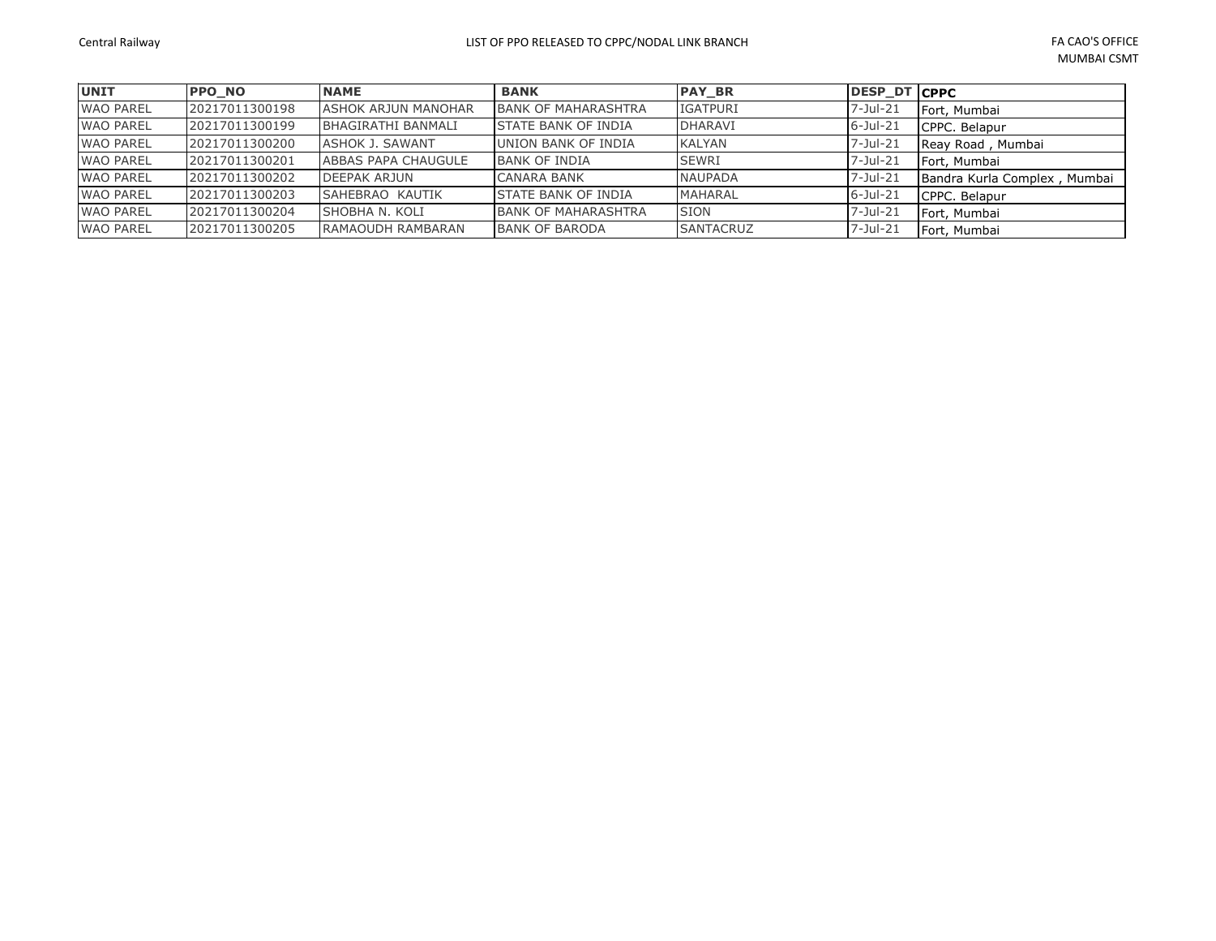| UNIT | PPO_NO | NAME | BANK | PAY_BR | DESP_DT | CPPC |
|---|---|---|---|---|---|---|
| WAO PAREL | 20217011300198 | ASHOK ARJUN MANOHAR | BANK OF MAHARASHTRA | IGATPURI | 7-Jul-21 | Fort, Mumbai |
| WAO PAREL | 20217011300199 | BHAGIRATHI BANMALI | STATE BANK OF INDIA | DHARAVI | 6-Jul-21 | CPPC. Belapur |
| WAO PAREL | 20217011300200 | ASHOK J. SAWANT | UNION BANK OF INDIA | KALYAN | 7-Jul-21 | Reay Road , Mumbai |
| WAO PAREL | 20217011300201 | ABBAS PAPA CHAUGULE | BANK OF INDIA | SEWRI | 7-Jul-21 | Fort, Mumbai |
| WAO PAREL | 20217011300202 | DEEPAK ARJUN | CANARA BANK | NAUPADA | 7-Jul-21 | Bandra Kurla Complex , Mumbai |
| WAO PAREL | 20217011300203 | SAHEBRAO KAUTIK | STATE BANK OF INDIA | MAHARAL | 6-Jul-21 | CPPC. Belapur |
| WAO PAREL | 20217011300204 | SHOBHA N. KOLI | BANK OF MAHARASHTRA | SION | 7-Jul-21 | Fort, Mumbai |
| WAO PAREL | 20217011300205 | RAMAOUDH RAMBARAN | BANK OF BARODA | SANTACRUZ | 7-Jul-21 | Fort, Mumbai |